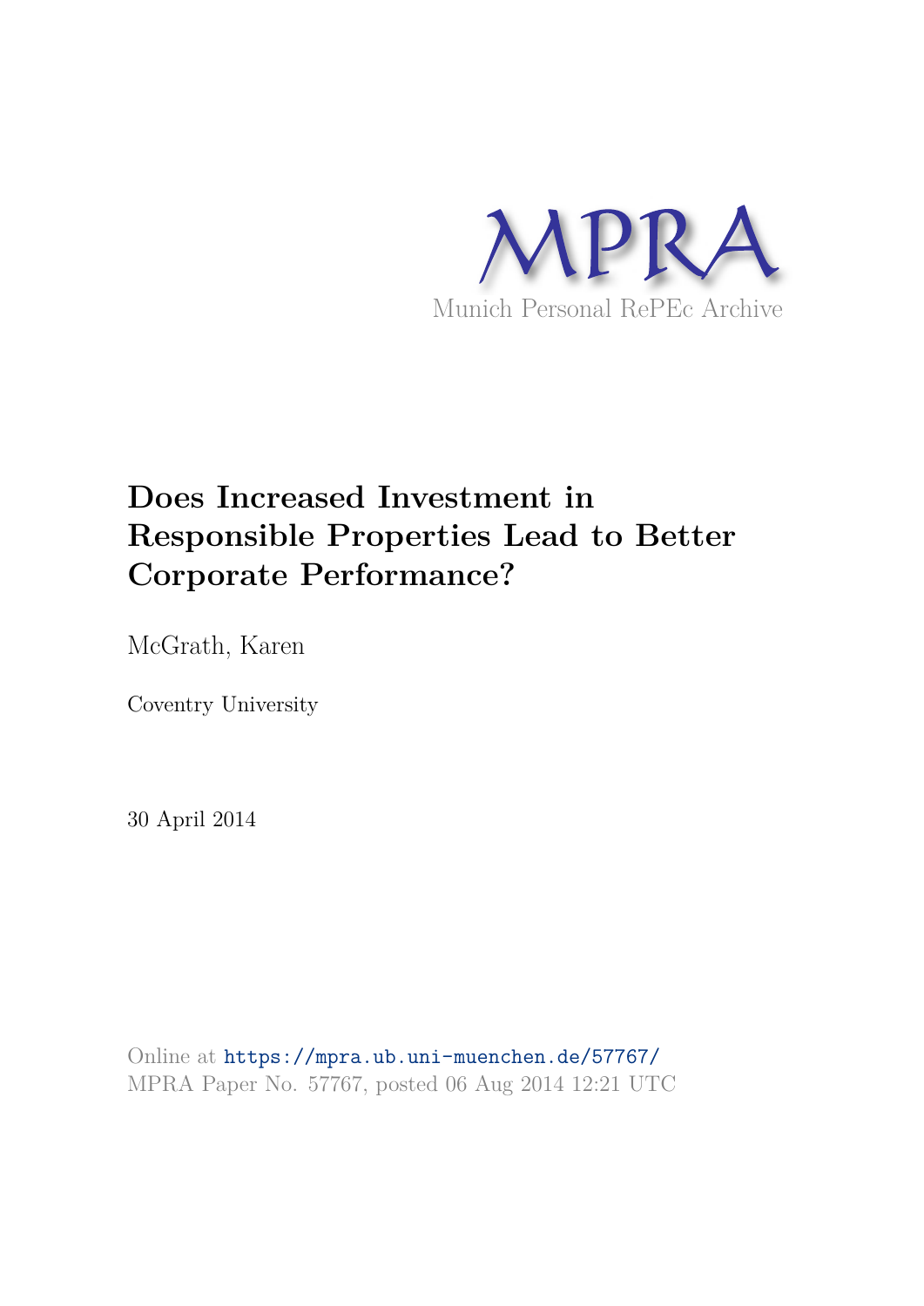MPRA

Munich Personal RePEc Archive

# Does Increased Investment in Responsible Properties Lead to Better Corporate Performance?

McGrath, Karen

Coventry University

30 April 2014

Online at https://mpra.ub.uni-muenchen.de/57767/
MPRA Paper No. 57767, posted 06 Aug 2014 12:21 UTC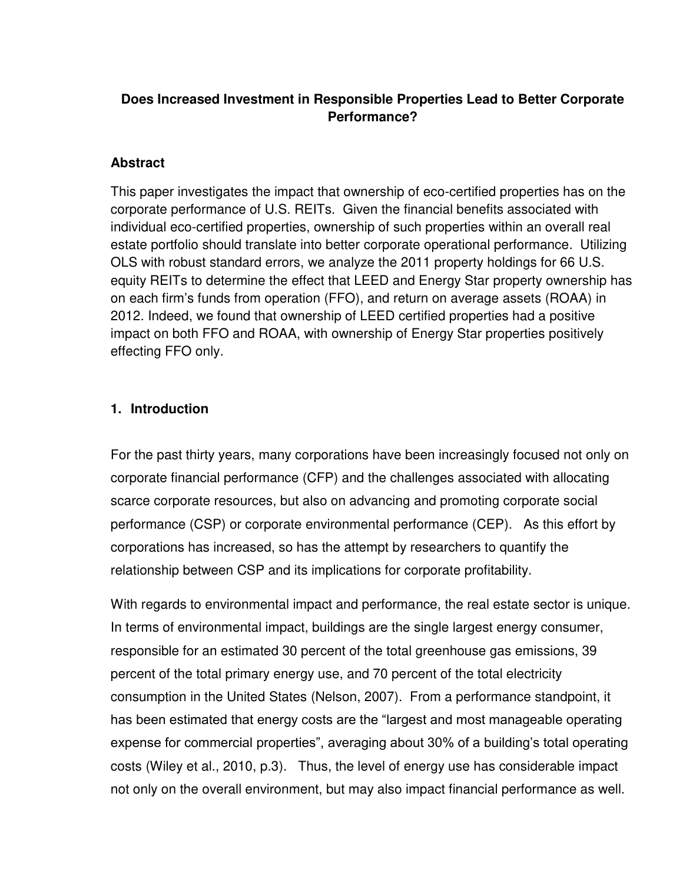# Does Increased Investment in Responsible Properties Lead to Better Corporate Performance?

## Abstract

This paper investigates the impact that ownership of eco-certified properties has on the corporate performance of U.S. REITs. Given the financial benefits associated with individual eco-certified properties, ownership of such properties within an overall real estate portfolio should translate into better corporate operational performance. Utilizing OLS with robust standard errors, we analyze the 2011 property holdings for 66 U.S. equity REITs to determine the effect that LEED and Energy Star property ownership has on each firm's funds from operation (FFO), and return on average assets (ROAA) in 2012. Indeed, we found that ownership of LEED certified properties had a positive impact on both FFO and ROAA, with ownership of Energy Star properties positively effecting FFO only.

## 1. Introduction

For the past thirty years, many corporations have been increasingly focused not only on corporate financial performance (CFP) and the challenges associated with allocating scarce corporate resources, but also on advancing and promoting corporate social performance (CSP) or corporate environmental performance (CEP). As this effort by corporations has increased, so has the attempt by researchers to quantify the relationship between CSP and its implications for corporate profitability.

With regards to environmental impact and performance, the real estate sector is unique. In terms of environmental impact, buildings are the single largest energy consumer, responsible for an estimated 30 percent of the total greenhouse gas emissions, 39 percent of the total primary energy use, and 70 percent of the total electricity consumption in the United States (Nelson, 2007). From a performance standpoint, it has been estimated that energy costs are the "largest and most manageable operating expense for commercial properties", averaging about 30% of a building's total operating costs (Wiley et al., 2010, p.3). Thus, the level of energy use has considerable impact not only on the overall environment, but may also impact financial performance as well.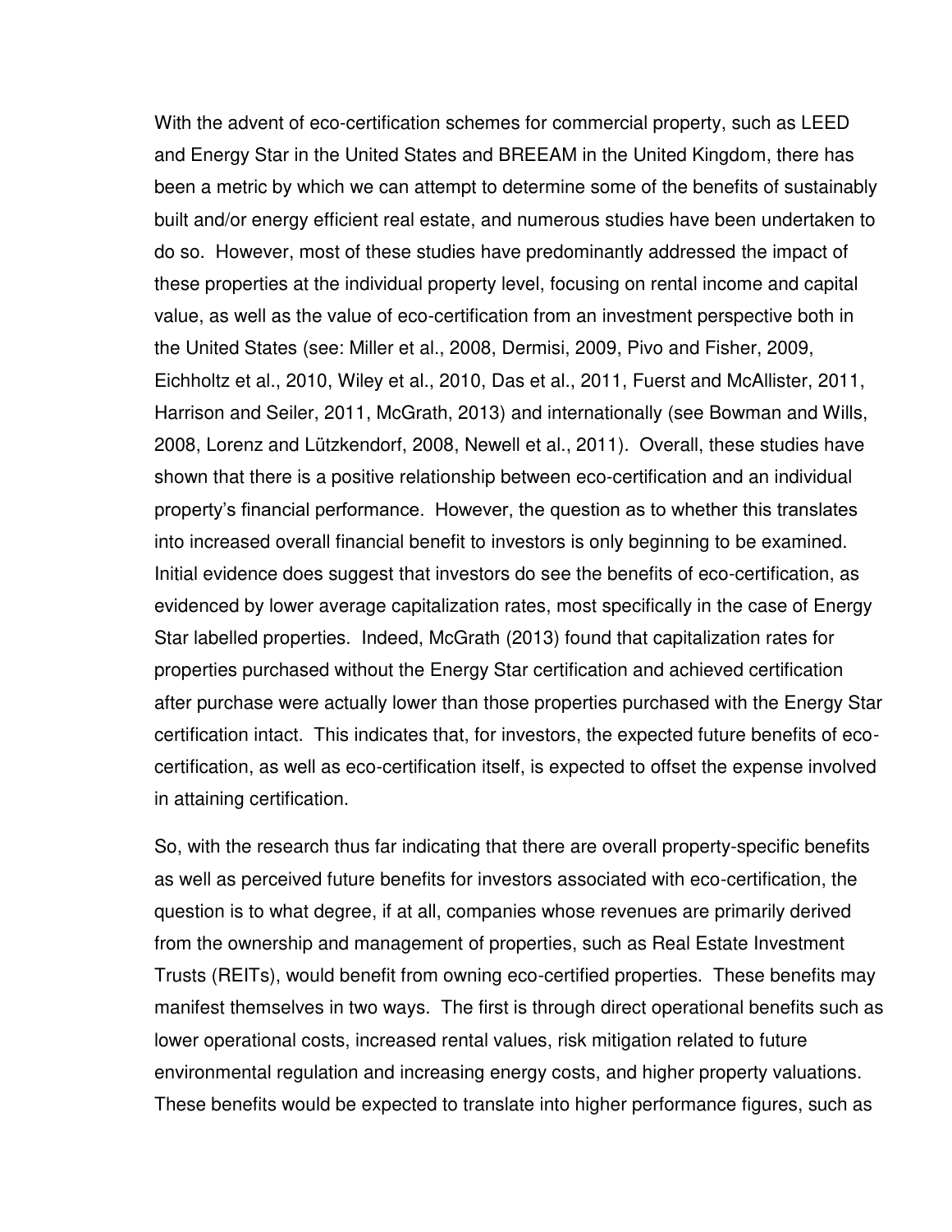With the advent of eco-certification schemes for commercial property, such as LEED and Energy Star in the United States and BREEAM in the United Kingdom, there has been a metric by which we can attempt to determine some of the benefits of sustainably built and/or energy efficient real estate, and numerous studies have been undertaken to do so. However, most of these studies have predominantly addressed the impact of these properties at the individual property level, focusing on rental income and capital value, as well as the value of eco-certification from an investment perspective both in the United States (see: Miller et al., 2008, Dermisi, 2009, Pivo and Fisher, 2009, Eichholtz et al., 2010, Wiley et al., 2010, Das et al., 2011, Fuerst and McAllister, 2011, Harrison and Seiler, 2011, McGrath, 2013) and internationally (see Bowman and Wills, 2008, Lorenz and Lützkendorf, 2008, Newell et al., 2011). Overall, these studies have shown that there is a positive relationship between eco-certification and an individual property's financial performance. However, the question as to whether this translates into increased overall financial benefit to investors is only beginning to be examined. Initial evidence does suggest that investors do see the benefits of eco-certification, as evidenced by lower average capitalization rates, most specifically in the case of Energy Star labelled properties. Indeed, McGrath (2013) found that capitalization rates for properties purchased without the Energy Star certification and achieved certification after purchase were actually lower than those properties purchased with the Energy Star certification intact. This indicates that, for investors, the expected future benefits of eco-certification, as well as eco-certification itself, is expected to offset the expense involved in attaining certification.

So, with the research thus far indicating that there are overall property-specific benefits as well as perceived future benefits for investors associated with eco-certification, the question is to what degree, if at all, companies whose revenues are primarily derived from the ownership and management of properties, such as Real Estate Investment Trusts (REITs), would benefit from owning eco-certified properties. These benefits may manifest themselves in two ways. The first is through direct operational benefits such as lower operational costs, increased rental values, risk mitigation related to future environmental regulation and increasing energy costs, and higher property valuations. These benefits would be expected to translate into higher performance figures, such as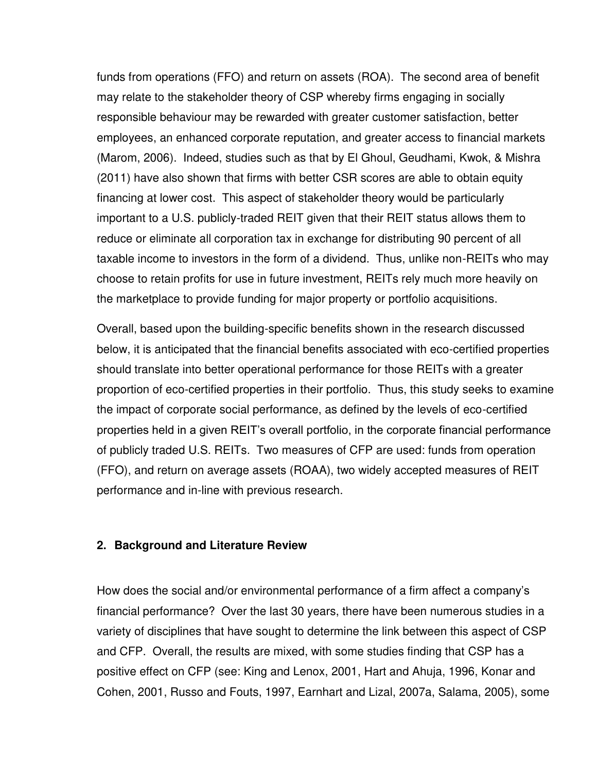funds from operations (FFO) and return on assets (ROA). The second area of benefit may relate to the stakeholder theory of CSP whereby firms engaging in socially responsible behaviour may be rewarded with greater customer satisfaction, better employees, an enhanced corporate reputation, and greater access to financial markets (Marom, 2006). Indeed, studies such as that by El Ghoul, Geudhami, Kwok, & Mishra (2011) have also shown that firms with better CSR scores are able to obtain equity financing at lower cost. This aspect of stakeholder theory would be particularly important to a U.S. publicly-traded REIT given that their REIT status allows them to reduce or eliminate all corporation tax in exchange for distributing 90 percent of all taxable income to investors in the form of a dividend. Thus, unlike non-REITs who may choose to retain profits for use in future investment, REITs rely much more heavily on the marketplace to provide funding for major property or portfolio acquisitions.

Overall, based upon the building-specific benefits shown in the research discussed below, it is anticipated that the financial benefits associated with eco-certified properties should translate into better operational performance for those REITs with a greater proportion of eco-certified properties in their portfolio. Thus, this study seeks to examine the impact of corporate social performance, as defined by the levels of eco-certified properties held in a given REIT's overall portfolio, in the corporate financial performance of publicly traded U.S. REITs. Two measures of CFP are used: funds from operation (FFO), and return on average assets (ROAA), two widely accepted measures of REIT performance and in-line with previous research.

## 2. Background and Literature Review

How does the social and/or environmental performance of a firm affect a company's financial performance? Over the last 30 years, there have been numerous studies in a variety of disciplines that have sought to determine the link between this aspect of CSP and CFP. Overall, the results are mixed, with some studies finding that CSP has a positive effect on CFP (see: King and Lenox, 2001, Hart and Ahuja, 1996, Konar and Cohen, 2001, Russo and Fouts, 1997, Earnhart and Lizal, 2007a, Salama, 2005), some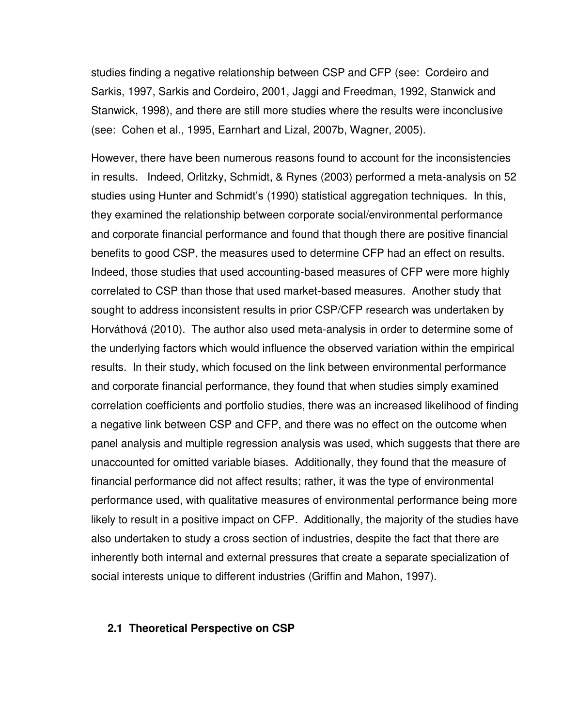studies finding a negative relationship between CSP and CFP (see: Cordeiro and Sarkis, 1997, Sarkis and Cordeiro, 2001, Jaggi and Freedman, 1992, Stanwick and Stanwick, 1998), and there are still more studies where the results were inconclusive (see: Cohen et al., 1995, Earnhart and Lizal, 2007b, Wagner, 2005).

However, there have been numerous reasons found to account for the inconsistencies in results. Indeed, Orlitzky, Schmidt, & Rynes (2003) performed a meta-analysis on 52 studies using Hunter and Schmidt's (1990) statistical aggregation techniques. In this, they examined the relationship between corporate social/environmental performance and corporate financial performance and found that though there are positive financial benefits to good CSP, the measures used to determine CFP had an effect on results. Indeed, those studies that used accounting-based measures of CFP were more highly correlated to CSP than those that used market-based measures. Another study that sought to address inconsistent results in prior CSP/CFP research was undertaken by Horváthová (2010). The author also used meta-analysis in order to determine some of the underlying factors which would influence the observed variation within the empirical results. In their study, which focused on the link between environmental performance and corporate financial performance, they found that when studies simply examined correlation coefficients and portfolio studies, there was an increased likelihood of finding a negative link between CSP and CFP, and there was no effect on the outcome when panel analysis and multiple regression analysis was used, which suggests that there are unaccounted for omitted variable biases. Additionally, they found that the measure of financial performance did not affect results; rather, it was the type of environmental performance used, with qualitative measures of environmental performance being more likely to result in a positive impact on CFP. Additionally, the majority of the studies have also undertaken to study a cross section of industries, despite the fact that there are inherently both internal and external pressures that create a separate specialization of social interests unique to different industries (Griffin and Mahon, 1997).

## 2.1 Theoretical Perspective on CSP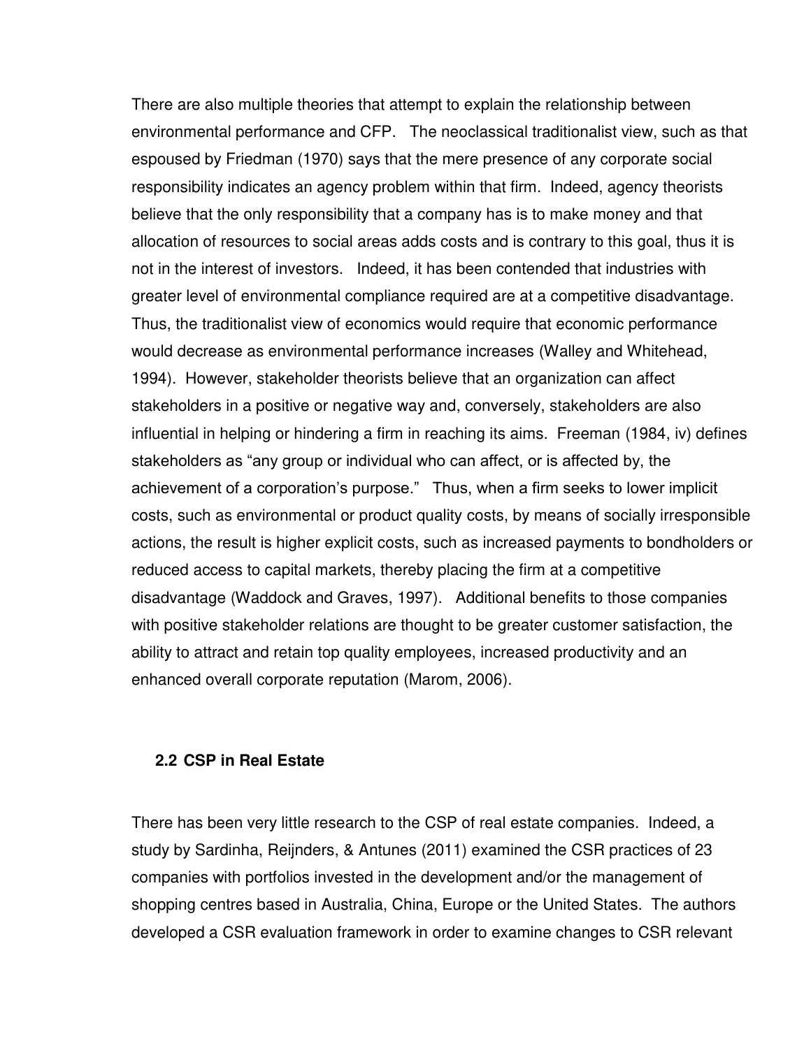There are also multiple theories that attempt to explain the relationship between environmental performance and CFP. The neoclassical traditionalist view, such as that espoused by Friedman (1970) says that the mere presence of any corporate social responsibility indicates an agency problem within that firm. Indeed, agency theorists believe that the only responsibility that a company has is to make money and that allocation of resources to social areas adds costs and is contrary to this goal, thus it is not in the interest of investors. Indeed, it has been contended that industries with greater level of environmental compliance required are at a competitive disadvantage. Thus, the traditionalist view of economics would require that economic performance would decrease as environmental performance increases (Walley and Whitehead, 1994). However, stakeholder theorists believe that an organization can affect stakeholders in a positive or negative way and, conversely, stakeholders are also influential in helping or hindering a firm in reaching its aims. Freeman (1984, iv) defines stakeholders as "any group or individual who can affect, or is affected by, the achievement of a corporation's purpose." Thus, when a firm seeks to lower implicit costs, such as environmental or product quality costs, by means of socially irresponsible actions, the result is higher explicit costs, such as increased payments to bondholders or reduced access to capital markets, thereby placing the firm at a competitive disadvantage (Waddock and Graves, 1997). Additional benefits to those companies with positive stakeholder relations are thought to be greater customer satisfaction, the ability to attract and retain top quality employees, increased productivity and an enhanced overall corporate reputation (Marom, 2006).

## 2.2 CSP in Real Estate

There has been very little research to the CSP of real estate companies. Indeed, a study by Sardinha, Reijnders, & Antunes (2011) examined the CSR practices of 23 companies with portfolios invested in the development and/or the management of shopping centres based in Australia, China, Europe or the United States. The authors developed a CSR evaluation framework in order to examine changes to CSR relevant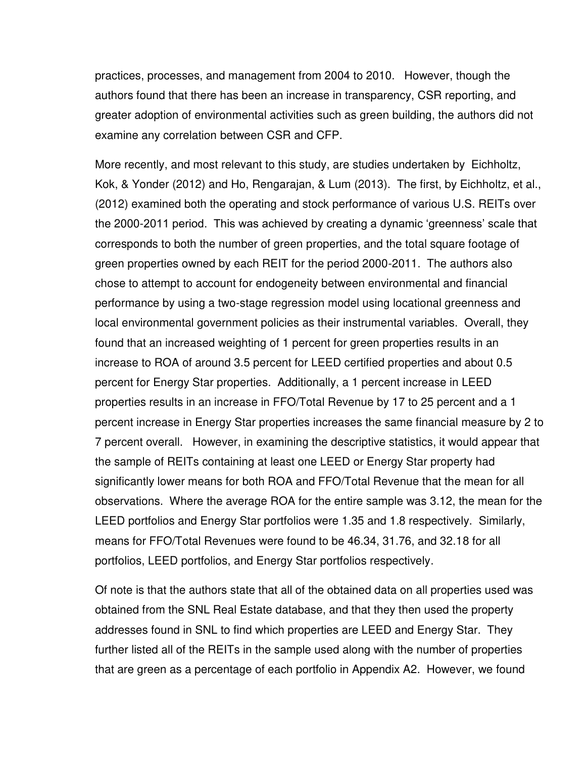practices, processes, and management from 2004 to 2010. However, though the authors found that there has been an increase in transparency, CSR reporting, and greater adoption of environmental activities such as green building, the authors did not examine any correlation between CSR and CFP.

More recently, and most relevant to this study, are studies undertaken by Eichholtz, Kok, & Yonder (2012) and Ho, Rengarajan, & Lum (2013). The first, by Eichholtz, et al., (2012) examined both the operating and stock performance of various U.S. REITs over the 2000-2011 period. This was achieved by creating a dynamic 'greenness' scale that corresponds to both the number of green properties, and the total square footage of green properties owned by each REIT for the period 2000-2011. The authors also chose to attempt to account for endogeneity between environmental and financial performance by using a two-stage regression model using locational greenness and local environmental government policies as their instrumental variables. Overall, they found that an increased weighting of 1 percent for green properties results in an increase to ROA of around 3.5 percent for LEED certified properties and about 0.5 percent for Energy Star properties. Additionally, a 1 percent increase in LEED properties results in an increase in FFO/Total Revenue by 17 to 25 percent and a 1 percent increase in Energy Star properties increases the same financial measure by 2 to 7 percent overall. However, in examining the descriptive statistics, it would appear that the sample of REITs containing at least one LEED or Energy Star property had significantly lower means for both ROA and FFO/Total Revenue that the mean for all observations. Where the average ROA for the entire sample was 3.12, the mean for the LEED portfolios and Energy Star portfolios were 1.35 and 1.8 respectively. Similarly, means for FFO/Total Revenues were found to be 46.34, 31.76, and 32.18 for all portfolios, LEED portfolios, and Energy Star portfolios respectively.

Of note is that the authors state that all of the obtained data on all properties used was obtained from the SNL Real Estate database, and that they then used the property addresses found in SNL to find which properties are LEED and Energy Star. They further listed all of the REITs in the sample used along with the number of properties that are green as a percentage of each portfolio in Appendix A2. However, we found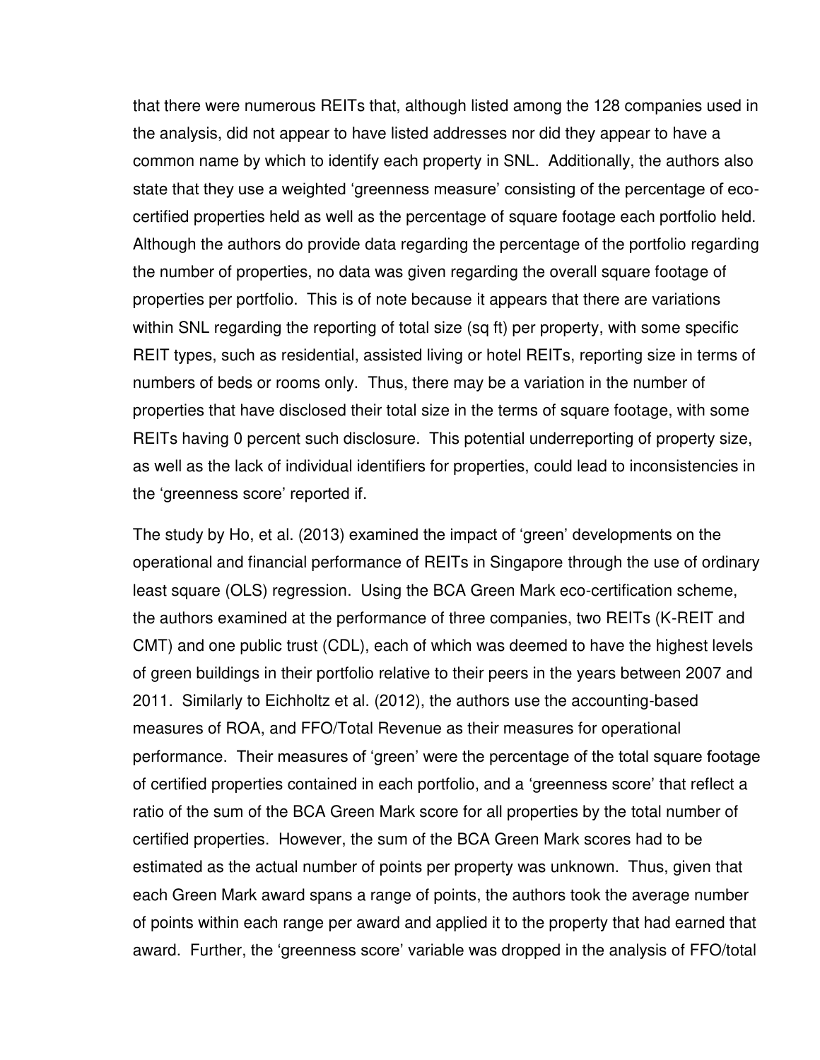that there were numerous REITs that, although listed among the 128 companies used in the analysis, did not appear to have listed addresses nor did they appear to have a common name by which to identify each property in SNL. Additionally, the authors also state that they use a weighted 'greenness measure' consisting of the percentage of eco-certified properties held as well as the percentage of square footage each portfolio held. Although the authors do provide data regarding the percentage of the portfolio regarding the number of properties, no data was given regarding the overall square footage of properties per portfolio. This is of note because it appears that there are variations within SNL regarding the reporting of total size (sq ft) per property, with some specific REIT types, such as residential, assisted living or hotel REITs, reporting size in terms of numbers of beds or rooms only. Thus, there may be a variation in the number of properties that have disclosed their total size in the terms of square footage, with some REITs having 0 percent such disclosure. This potential underreporting of property size, as well as the lack of individual identifiers for properties, could lead to inconsistencies in the 'greenness score' reported if.

The study by Ho, et al. (2013) examined the impact of 'green' developments on the operational and financial performance of REITs in Singapore through the use of ordinary least square (OLS) regression. Using the BCA Green Mark eco-certification scheme, the authors examined at the performance of three companies, two REITs (K-REIT and CMT) and one public trust (CDL), each of which was deemed to have the highest levels of green buildings in their portfolio relative to their peers in the years between 2007 and 2011. Similarly to Eichholtz et al. (2012), the authors use the accounting-based measures of ROA, and FFO/Total Revenue as their measures for operational performance. Their measures of 'green' were the percentage of the total square footage of certified properties contained in each portfolio, and a 'greenness score' that reflect a ratio of the sum of the BCA Green Mark score for all properties by the total number of certified properties. However, the sum of the BCA Green Mark scores had to be estimated as the actual number of points per property was unknown. Thus, given that each Green Mark award spans a range of points, the authors took the average number of points within each range per award and applied it to the property that had earned that award. Further, the 'greenness score' variable was dropped in the analysis of FFO/total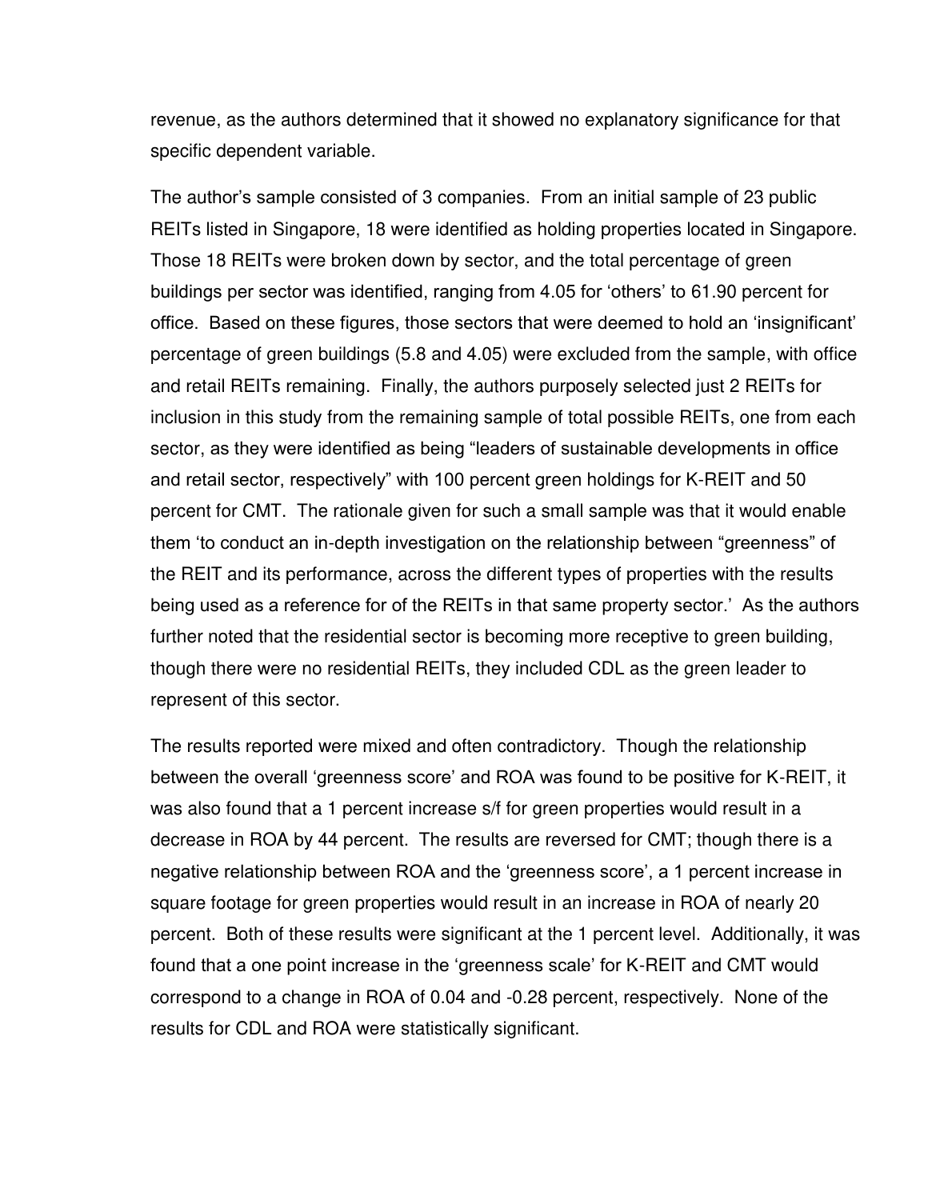revenue, as the authors determined that it showed no explanatory significance for that specific dependent variable.

The author's sample consisted of 3 companies. From an initial sample of 23 public REITs listed in Singapore, 18 were identified as holding properties located in Singapore. Those 18 REITs were broken down by sector, and the total percentage of green buildings per sector was identified, ranging from 4.05 for 'others' to 61.90 percent for office. Based on these figures, those sectors that were deemed to hold an 'insignificant' percentage of green buildings (5.8 and 4.05) were excluded from the sample, with office and retail REITs remaining. Finally, the authors purposely selected just 2 REITs for inclusion in this study from the remaining sample of total possible REITs, one from each sector, as they were identified as being "leaders of sustainable developments in office and retail sector, respectively" with 100 percent green holdings for K-REIT and 50 percent for CMT. The rationale given for such a small sample was that it would enable them 'to conduct an in-depth investigation on the relationship between "greenness" of the REIT and its performance, across the different types of properties with the results being used as a reference for of the REITs in that same property sector.' As the authors further noted that the residential sector is becoming more receptive to green building, though there were no residential REITs, they included CDL as the green leader to represent of this sector.

The results reported were mixed and often contradictory. Though the relationship between the overall 'greenness score' and ROA was found to be positive for K-REIT, it was also found that a 1 percent increase s/f for green properties would result in a decrease in ROA by 44 percent. The results are reversed for CMT; though there is a negative relationship between ROA and the 'greenness score', a 1 percent increase in square footage for green properties would result in an increase in ROA of nearly 20 percent. Both of these results were significant at the 1 percent level. Additionally, it was found that a one point increase in the 'greenness scale' for K-REIT and CMT would correspond to a change in ROA of 0.04 and -0.28 percent, respectively. None of the results for CDL and ROA were statistically significant.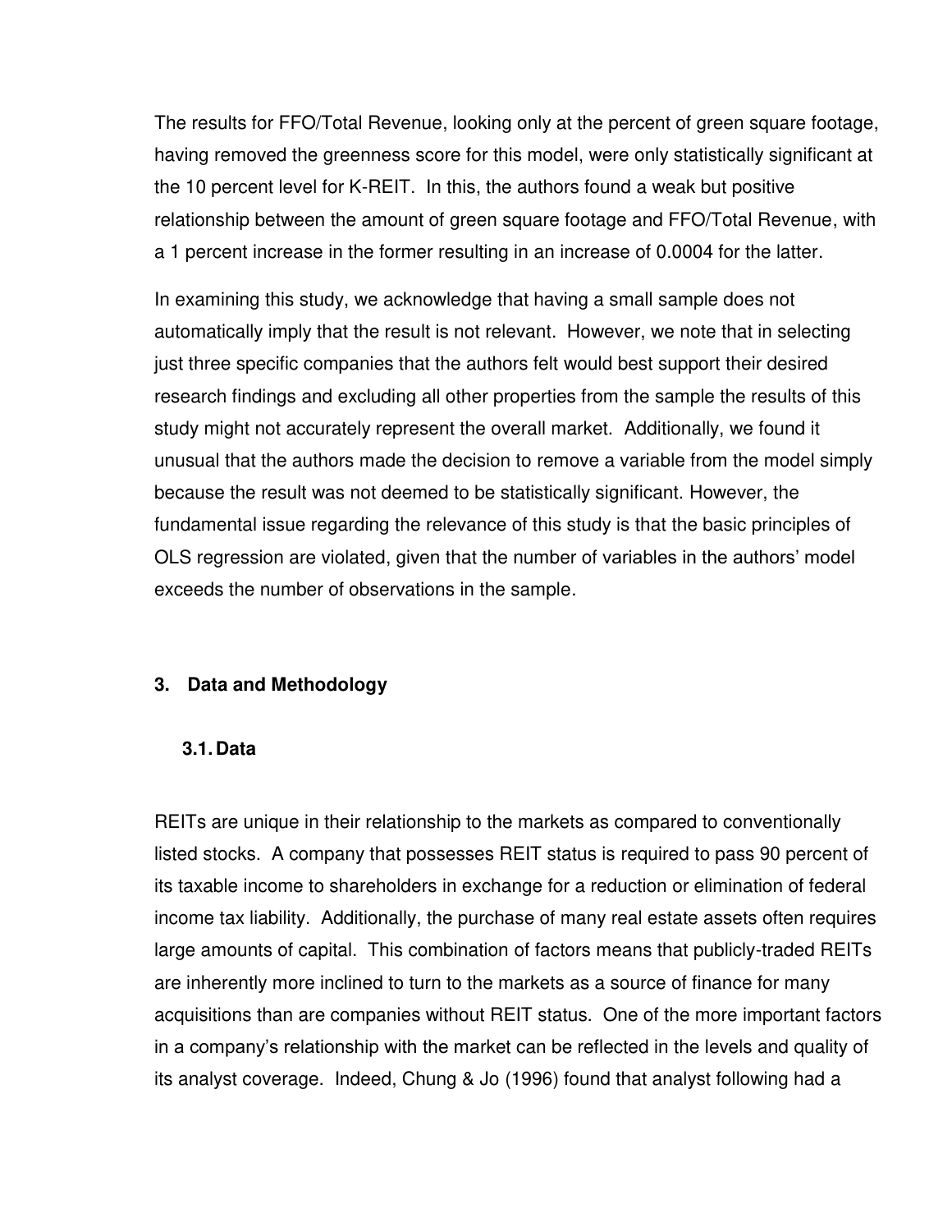The results for FFO/Total Revenue, looking only at the percent of green square footage, having removed the greenness score for this model, were only statistically significant at the 10 percent level for K-REIT. In this, the authors found a weak but positive relationship between the amount of green square footage and FFO/Total Revenue, with a 1 percent increase in the former resulting in an increase of 0.0004 for the latter.

In examining this study, we acknowledge that having a small sample does not automatically imply that the result is not relevant. However, we note that in selecting just three specific companies that the authors felt would best support their desired research findings and excluding all other properties from the sample the results of this study might not accurately represent the overall market. Additionally, we found it unusual that the authors made the decision to remove a variable from the model simply because the result was not deemed to be statistically significant. However, the fundamental issue regarding the relevance of this study is that the basic principles of OLS regression are violated, given that the number of variables in the authors' model exceeds the number of observations in the sample.

## 3. Data and Methodology

### 3.1. Data

REITs are unique in their relationship to the markets as compared to conventionally listed stocks. A company that possesses REIT status is required to pass 90 percent of its taxable income to shareholders in exchange for a reduction or elimination of federal income tax liability. Additionally, the purchase of many real estate assets often requires large amounts of capital. This combination of factors means that publicly-traded REITs are inherently more inclined to turn to the markets as a source of finance for many acquisitions than are companies without REIT status. One of the more important factors in a company's relationship with the market can be reflected in the levels and quality of its analyst coverage. Indeed, Chung & Jo (1996) found that analyst following had a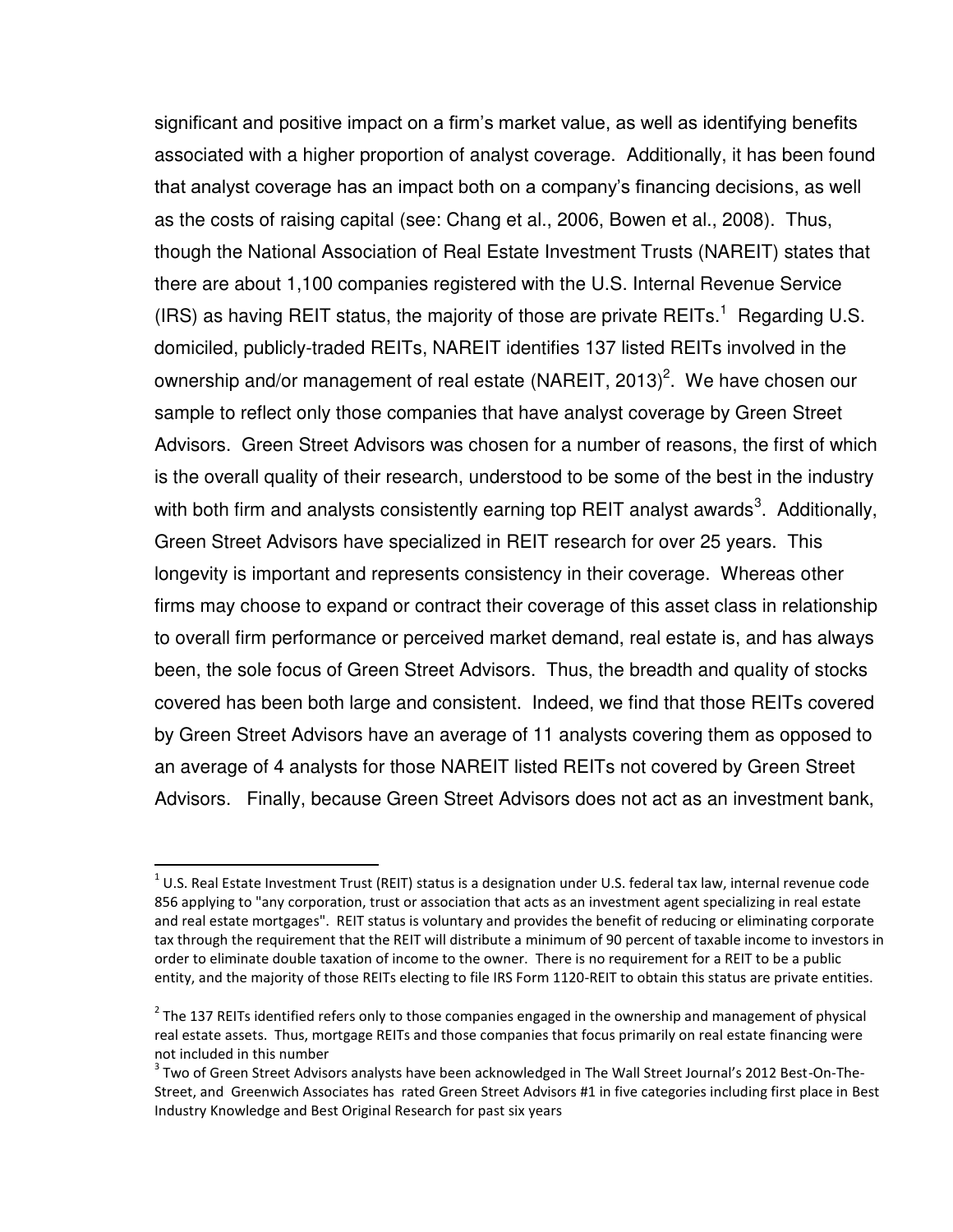significant and positive impact on a firm's market value, as well as identifying benefits associated with a higher proportion of analyst coverage. Additionally, it has been found that analyst coverage has an impact both on a company's financing decisions, as well as the costs of raising capital (see: Chang et al., 2006, Bowen et al., 2008). Thus, though the National Association of Real Estate Investment Trusts (NAREIT) states that there are about 1,100 companies registered with the U.S. Internal Revenue Service (IRS) as having REIT status, the majority of those are private REITs.[1] Regarding U.S. domiciled, publicly-traded REITs, NAREIT identifies 137 listed REITs involved in the ownership and/or management of real estate (NAREIT, 2013)[2]. We have chosen our sample to reflect only those companies that have analyst coverage by Green Street Advisors. Green Street Advisors was chosen for a number of reasons, the first of which is the overall quality of their research, understood to be some of the best in the industry with both firm and analysts consistently earning top REIT analyst awards[3]. Additionally, Green Street Advisors have specialized in REIT research for over 25 years. This longevity is important and represents consistency in their coverage. Whereas other firms may choose to expand or contract their coverage of this asset class in relationship to overall firm performance or perceived market demand, real estate is, and has always been, the sole focus of Green Street Advisors. Thus, the breadth and quality of stocks covered has been both large and consistent. Indeed, we find that those REITs covered by Green Street Advisors have an average of 11 analysts covering them as opposed to an average of 4 analysts for those NAREIT listed REITs not covered by Green Street Advisors. Finally, because Green Street Advisors does not act as an investment bank,

---

[1] U.S. Real Estate Investment Trust (REIT) status is a designation under U.S. federal tax law, internal revenue code 856 applying to "any corporation, trust or association that acts as an investment agent specializing in real estate and real estate mortgages". REIT status is voluntary and provides the benefit of reducing or eliminating corporate tax through the requirement that the REIT will distribute a minimum of 90 percent of taxable income to investors in order to eliminate double taxation of income to the owner. There is no requirement for a REIT to be a public entity, and the majority of those REITs electing to file IRS Form 1120-REIT to obtain this status are private entities.

[2] The 137 REITs identified refers only to those companies engaged in the ownership and management of physical real estate assets. Thus, mortgage REITs and those companies that focus primarily on real estate financing were not included in this number

[3] Two of Green Street Advisors analysts have been acknowledged in The Wall Street Journal's 2012 Best-On-The-Street, and Greenwich Associates has rated Green Street Advisors #1 in five categories including first place in Best Industry Knowledge and Best Original Research for past six years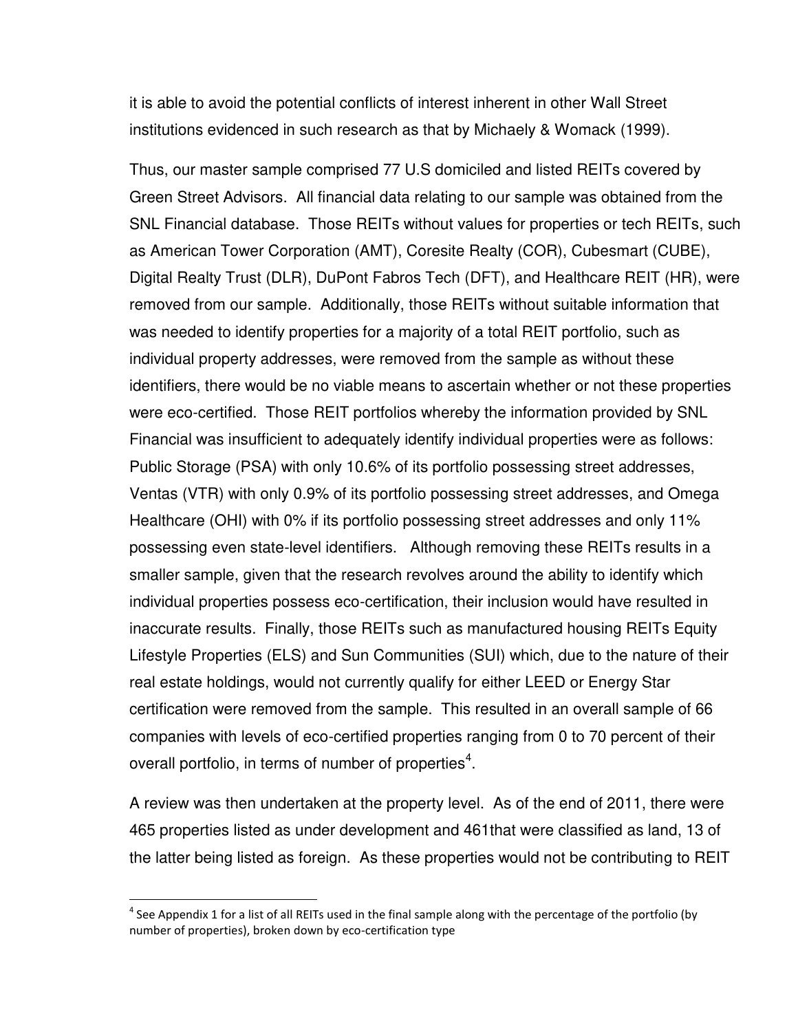it is able to avoid the potential conflicts of interest inherent in other Wall Street institutions evidenced in such research as that by Michaely & Womack (1999).

Thus, our master sample comprised 77 U.S domiciled and listed REITs covered by Green Street Advisors. All financial data relating to our sample was obtained from the SNL Financial database. Those REITs without values for properties or tech REITs, such as American Tower Corporation (AMT), Coresite Realty (COR), Cubesmart (CUBE), Digital Realty Trust (DLR), DuPont Fabros Tech (DFT), and Healthcare REIT (HR), were removed from our sample. Additionally, those REITs without suitable information that was needed to identify properties for a majority of a total REIT portfolio, such as individual property addresses, were removed from the sample as without these identifiers, there would be no viable means to ascertain whether or not these properties were eco-certified. Those REIT portfolios whereby the information provided by SNL Financial was insufficient to adequately identify individual properties were as follows: Public Storage (PSA) with only 10.6% of its portfolio possessing street addresses, Ventas (VTR) with only 0.9% of its portfolio possessing street addresses, and Omega Healthcare (OHI) with 0% if its portfolio possessing street addresses and only 11% possessing even state-level identifiers. Although removing these REITs results in a smaller sample, given that the research revolves around the ability to identify which individual properties possess eco-certification, their inclusion would have resulted in inaccurate results. Finally, those REITs such as manufactured housing REITs Equity Lifestyle Properties (ELS) and Sun Communities (SUI) which, due to the nature of their real estate holdings, would not currently qualify for either LEED or Energy Star certification were removed from the sample. This resulted in an overall sample of 66 companies with levels of eco-certified properties ranging from 0 to 70 percent of their overall portfolio, in terms of number of properties[4].

A review was then undertaken at the property level. As of the end of 2011, there were 465 properties listed as under development and 461that were classified as land, 13 of the latter being listed as foreign. As these properties would not be contributing to REIT

[4] See Appendix 1 for a list of all REITs used in the final sample along with the percentage of the portfolio (by number of properties), broken down by eco-certification type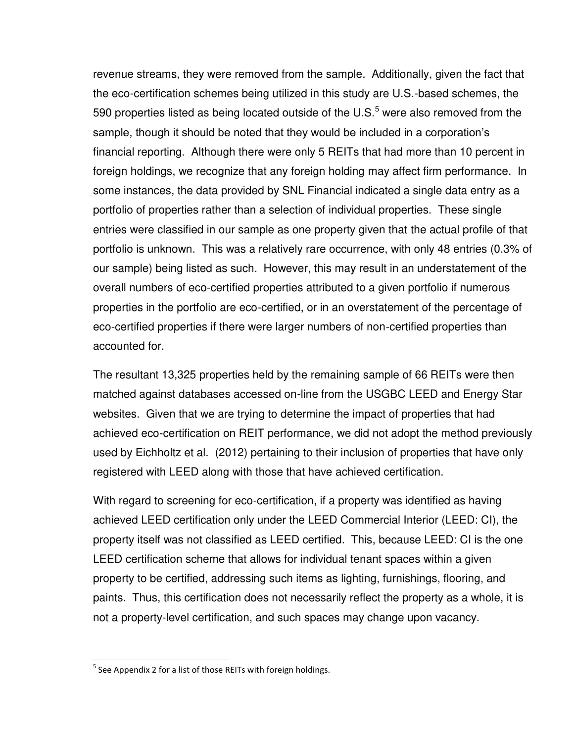revenue streams, they were removed from the sample. Additionally, given the fact that the eco-certification schemes being utilized in this study are U.S.-based schemes, the 590 properties listed as being located outside of the U.S.[5] were also removed from the sample, though it should be noted that they would be included in a corporation's financial reporting. Although there were only 5 REITs that had more than 10 percent in foreign holdings, we recognize that any foreign holding may affect firm performance. In some instances, the data provided by SNL Financial indicated a single data entry as a portfolio of properties rather than a selection of individual properties. These single entries were classified in our sample as one property given that the actual profile of that portfolio is unknown. This was a relatively rare occurrence, with only 48 entries (0.3% of our sample) being listed as such. However, this may result in an understatement of the overall numbers of eco-certified properties attributed to a given portfolio if numerous properties in the portfolio are eco-certified, or in an overstatement of the percentage of eco-certified properties if there were larger numbers of non-certified properties than accounted for.

The resultant 13,325 properties held by the remaining sample of 66 REITs were then matched against databases accessed on-line from the USGBC LEED and Energy Star websites. Given that we are trying to determine the impact of properties that had achieved eco-certification on REIT performance, we did not adopt the method previously used by Eichholtz et al. (2012) pertaining to their inclusion of properties that have only registered with LEED along with those that have achieved certification.

With regard to screening for eco-certification, if a property was identified as having achieved LEED certification only under the LEED Commercial Interior (LEED: CI), the property itself was not classified as LEED certified. This, because LEED: CI is the one LEED certification scheme that allows for individual tenant spaces within a given property to be certified, addressing such items as lighting, furnishings, flooring, and paints. Thus, this certification does not necessarily reflect the property as a whole, it is not a property-level certification, and such spaces may change upon vacancy.

[5] See Appendix 2 for a list of those REITs with foreign holdings.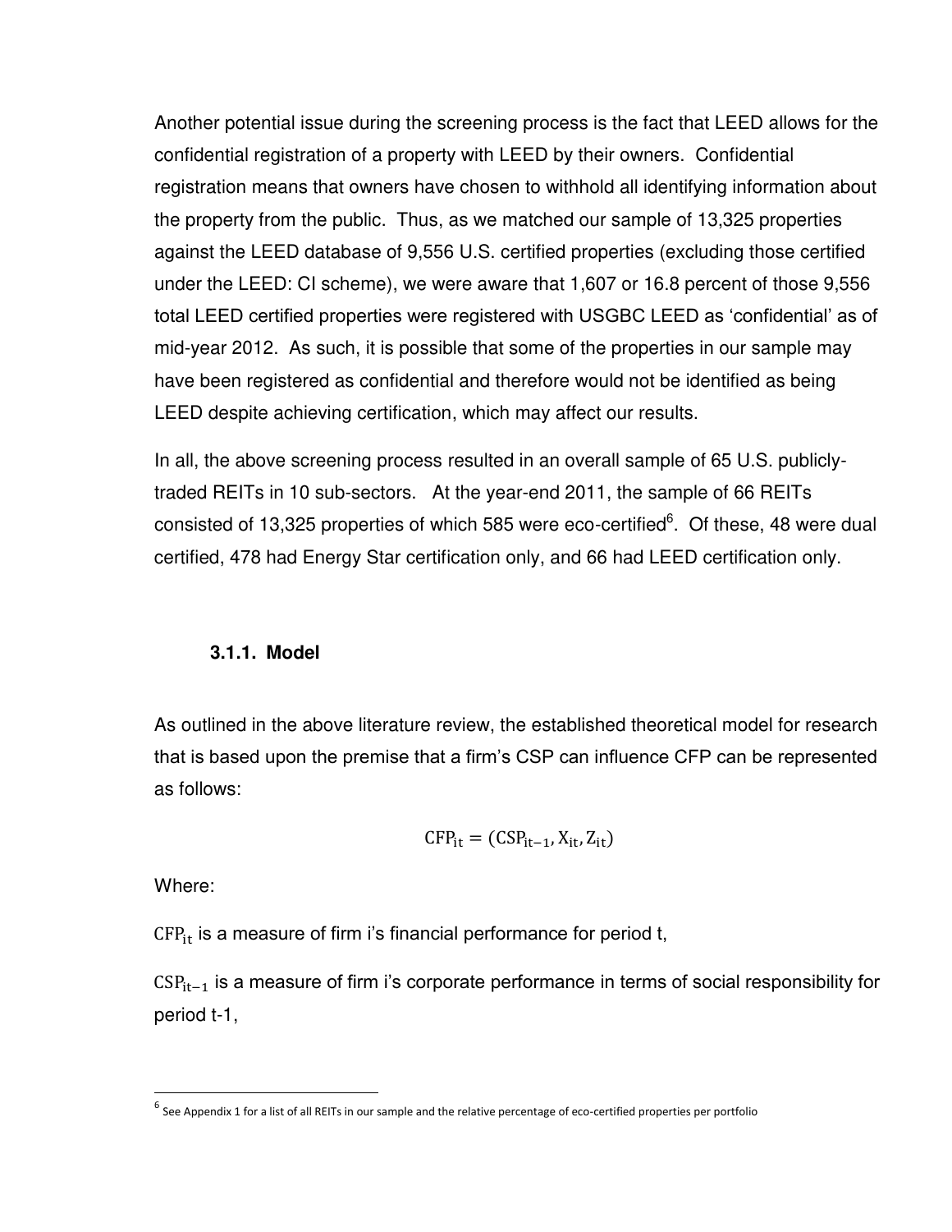Another potential issue during the screening process is the fact that LEED allows for the confidential registration of a property with LEED by their owners. Confidential registration means that owners have chosen to withhold all identifying information about the property from the public. Thus, as we matched our sample of 13,325 properties against the LEED database of 9,556 U.S. certified properties (excluding those certified under the LEED: CI scheme), we were aware that 1,607 or 16.8 percent of those 9,556 total LEED certified properties were registered with USGBC LEED as 'confidential' as of mid-year 2012. As such, it is possible that some of the properties in our sample may have been registered as confidential and therefore would not be identified as being LEED despite achieving certification, which may affect our results.

In all, the above screening process resulted in an overall sample of 65 U.S. publicly-traded REITs in 10 sub-sectors. At the year-end 2011, the sample of 66 REITs consisted of 13,325 properties of which 585 were eco-certified[6]. Of these, 48 were dual certified, 478 had Energy Star certification only, and 66 had LEED certification only.

### 3.1.1. Model

As outlined in the above literature review, the established theoretical model for research that is based upon the premise that a firm's CSP can influence CFP can be represented as follows:

$$\mathrm{CFP_{it}} = (\mathrm{CSP_{it-1}}, \mathrm{X_{it}}, \mathrm{Z_{it}})$$

Where:

$\mathrm{CFP_{it}}$ is a measure of firm i's financial performance for period t,

$\mathrm{CSP_{it-1}}$ is a measure of firm i's corporate performance in terms of social responsibility for period t-1,

[6] See Appendix 1 for a list of all REITs in our sample and the relative percentage of eco-certified properties per portfolio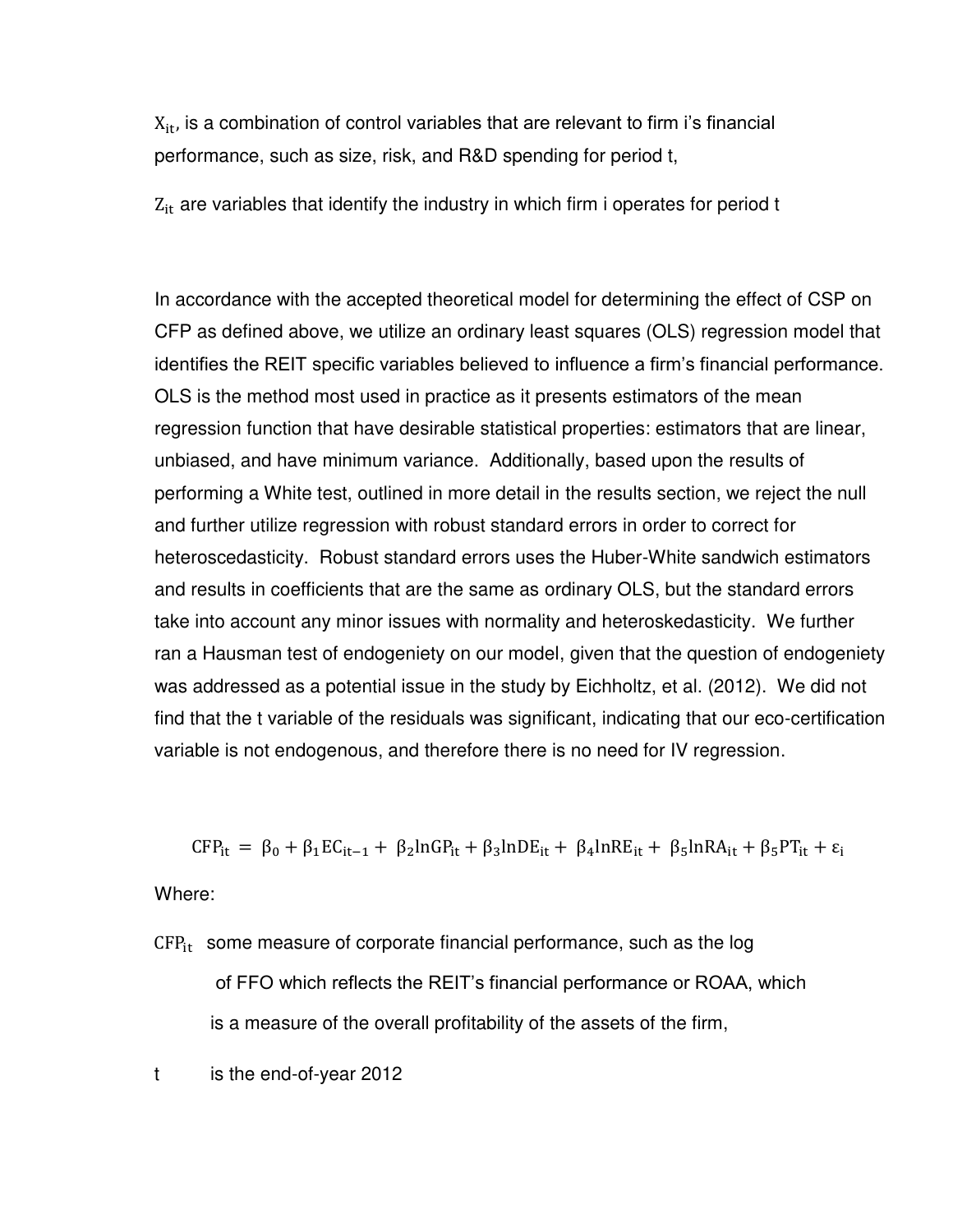$X_{it}$, is a combination of control variables that are relevant to firm i's financial performance, such as size, risk, and R&D spending for period t,

$Z_{it}$ are variables that identify the industry in which firm i operates for period t

In accordance with the accepted theoretical model for determining the effect of CSP on CFP as defined above, we utilize an ordinary least squares (OLS) regression model that identifies the REIT specific variables believed to influence a firm's financial performance. OLS is the method most used in practice as it presents estimators of the mean regression function that have desirable statistical properties: estimators that are linear, unbiased, and have minimum variance. Additionally, based upon the results of performing a White test, outlined in more detail in the results section, we reject the null and further utilize regression with robust standard errors in order to correct for heteroscedasticity. Robust standard errors uses the Huber-White sandwich estimators and results in coefficients that are the same as ordinary OLS, but the standard errors take into account any minor issues with normality and heteroskedasticity. We further ran a Hausman test of endogeniety on our model, given that the question of endogeniety was addressed as a potential issue in the study by Eichholtz, et al. (2012). We did not find that the t variable of the residuals was significant, indicating that our eco-certification variable is not endogenous, and therefore there is no need for IV regression.

$$CFP_{it} = \beta_0 + \beta_1 EC_{it-1} + \beta_2 \ln GP_{it} + \beta_3 \ln DE_{it} + \beta_4 \ln RE_{it} + \beta_5 \ln RA_{it} + \beta_5 PT_{it} + \varepsilon_i$$

Where:

$CFP_{it}$ some measure of corporate financial performance, such as the log of FFO which reflects the REIT's financial performance or ROAA, which is a measure of the overall profitability of the assets of the firm,

t is the end-of-year 2012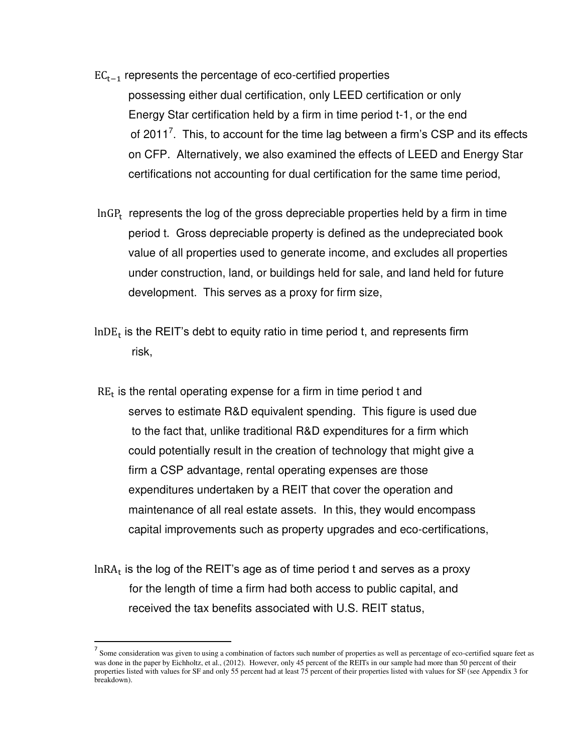$EC_{t-1}$ represents the percentage of eco-certified properties possessing either dual certification, only LEED certification or only Energy Star certification held by a firm in time period t-1, or the end of 2011[7]. This, to account for the time lag between a firm's CSP and its effects on CFP. Alternatively, we also examined the effects of LEED and Energy Star certifications not accounting for dual certification for the same time period,

$\ln GP_t$ represents the log of the gross depreciable properties held by a firm in time period t. Gross depreciable property is defined as the undepreciated book value of all properties used to generate income, and excludes all properties under construction, land, or buildings held for sale, and land held for future development. This serves as a proxy for firm size,

$\ln DE_t$ is the REIT's debt to equity ratio in time period t, and represents firm risk,

$RE_t$ is the rental operating expense for a firm in time period t and serves to estimate R&D equivalent spending. This figure is used due to the fact that, unlike traditional R&D expenditures for a firm which could potentially result in the creation of technology that might give a firm a CSP advantage, rental operating expenses are those expenditures undertaken by a REIT that cover the operation and maintenance of all real estate assets. In this, they would encompass capital improvements such as property upgrades and eco-certifications,

$\ln RA_t$ is the log of the REIT's age as of time period t and serves as a proxy for the length of time a firm had both access to public capital, and received the tax benefits associated with U.S. REIT status,

---

[7] Some consideration was given to using a combination of factors such number of properties as well as percentage of eco-certified square feet as was done in the paper by Eichholtz, et al., (2012). However, only 45 percent of the REITs in our sample had more than 50 percent of their properties listed with values for SF and only 55 percent had at least 75 percent of their properties listed with values for SF (see Appendix 3 for breakdown).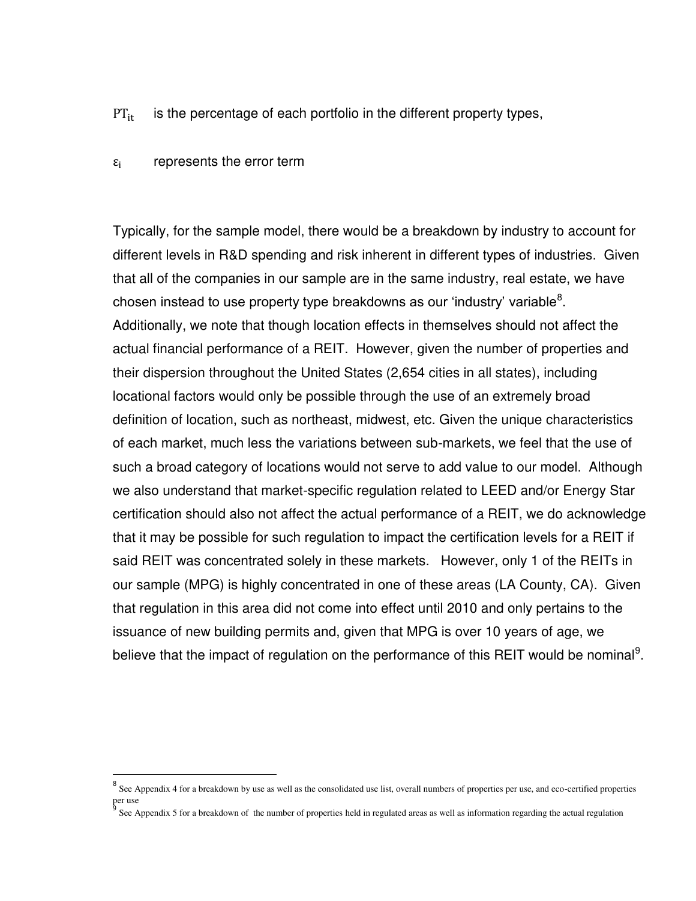$PT_{it}$ is the percentage of each portfolio in the different property types,

$\varepsilon_i$ represents the error term

Typically, for the sample model, there would be a breakdown by industry to account for different levels in R&D spending and risk inherent in different types of industries. Given that all of the companies in our sample are in the same industry, real estate, we have chosen instead to use property type breakdowns as our 'industry' variable[8]. Additionally, we note that though location effects in themselves should not affect the actual financial performance of a REIT. However, given the number of properties and their dispersion throughout the United States (2,654 cities in all states), including locational factors would only be possible through the use of an extremely broad definition of location, such as northeast, midwest, etc. Given the unique characteristics of each market, much less the variations between sub-markets, we feel that the use of such a broad category of locations would not serve to add value to our model. Although we also understand that market-specific regulation related to LEED and/or Energy Star certification should also not affect the actual performance of a REIT, we do acknowledge that it may be possible for such regulation to impact the certification levels for a REIT if said REIT was concentrated solely in these markets. However, only 1 of the REITs in our sample (MPG) is highly concentrated in one of these areas (LA County, CA). Given that regulation in this area did not come into effect until 2010 and only pertains to the issuance of new building permits and, given that MPG is over 10 years of age, we believe that the impact of regulation on the performance of this REIT would be nominal[9].

---

[8] See Appendix 4 for a breakdown by use as well as the consolidated use list, overall numbers of properties per use, and eco-certified properties per use

[9] See Appendix 5 for a breakdown of the number of properties held in regulated areas as well as information regarding the actual regulation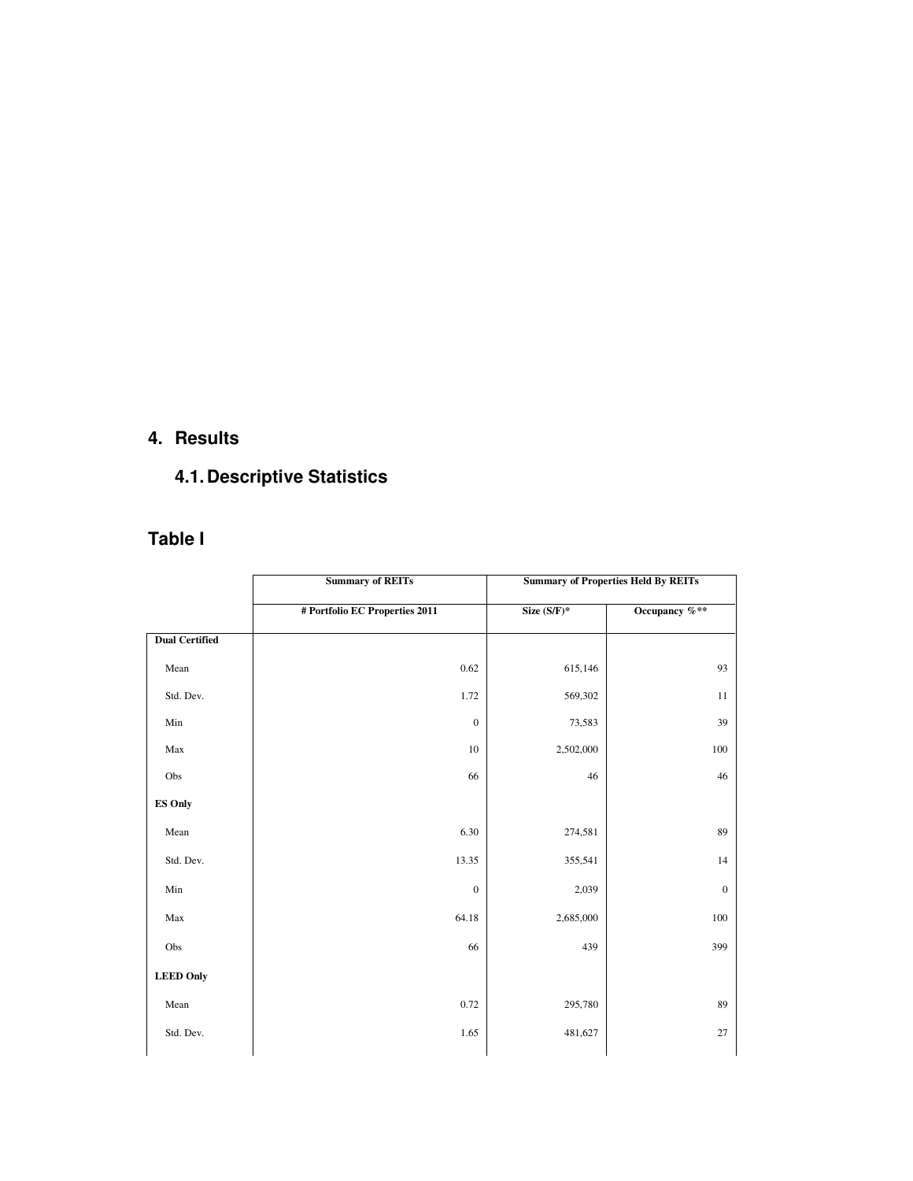# 4. Results

## 4.1. Descriptive Statistics

## Table I

| | Summary of REITs | Summary of Properties Held By REITs | |
|---|---|---|---|
| | # Portfolio EC Properties 2011 | Size (S/F)* | Occupancy %** |
| **Dual Certified** | | | |
| Mean | 0.62 | 615,146 | 93 |
| Std. Dev. | 1.72 | 569,302 | 11 |
| Min | 0 | 73,583 | 39 |
| Max | 10 | 2,502,000 | 100 |
| Obs | 66 | 46 | 46 |
| **ES Only** | | | |
| Mean | 6.30 | 274,581 | 89 |
| Std. Dev. | 13.35 | 355,541 | 14 |
| Min | 0 | 2,039 | 0 |
| Max | 64.18 | 2,685,000 | 100 |
| Obs | 66 | 439 | 399 |
| **LEED Only** | | | |
| Mean | 0.72 | 295,780 | 89 |
| Std. Dev. | 1.65 | 481,627 | 27 |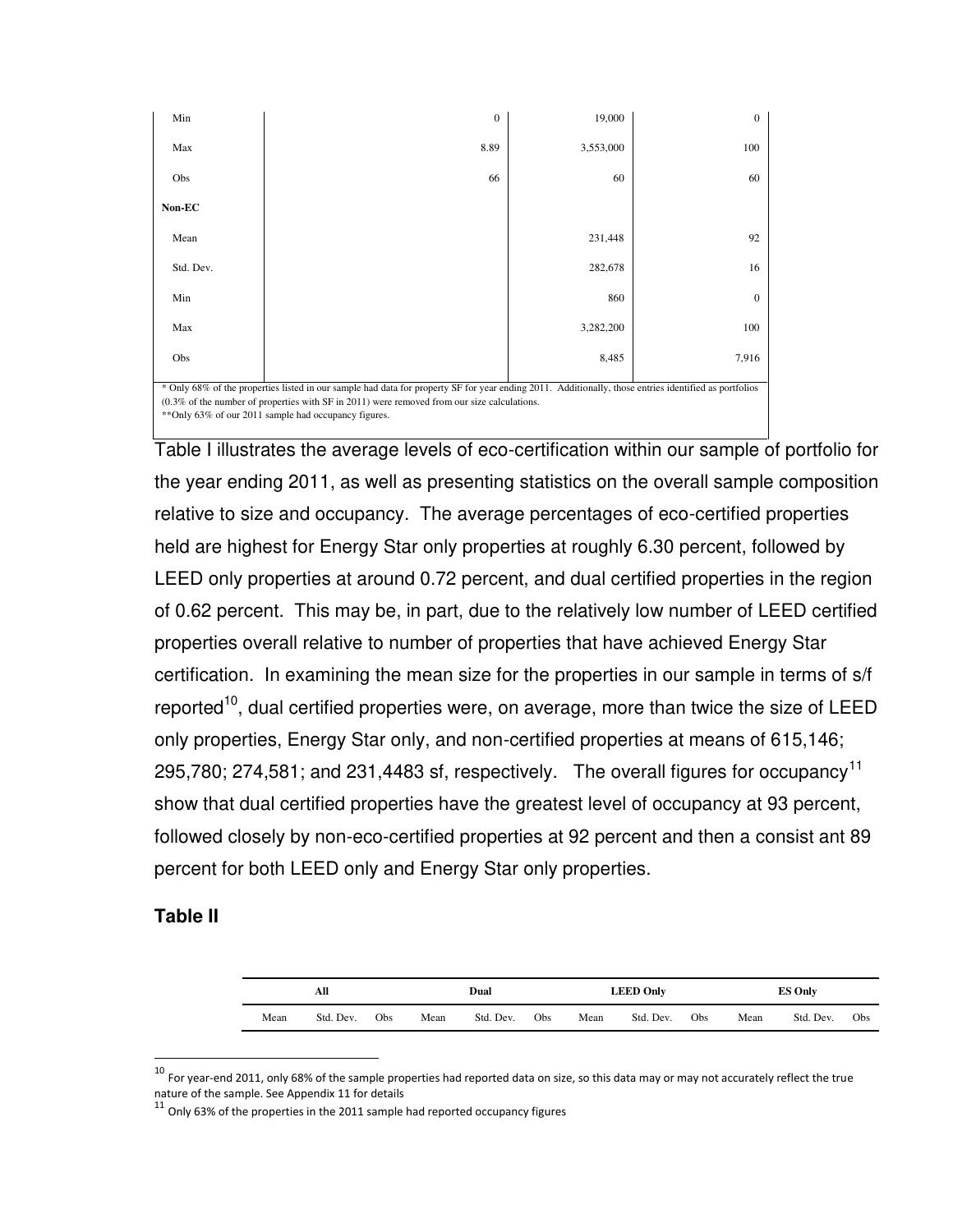| | | | |
|---|---|---|---|
| Min | 0 | 19,000 | 0 |
| Max | 8.89 | 3,553,000 | 100 |
| Obs | 66 | 60 | 60 |
| **Non-EC** | | | |
| Mean | | 231,448 | 92 |
| Std. Dev. | | 282,678 | 16 |
| Min | | 860 | 0 |
| Max | | 3,282,200 | 100 |
| Obs | | 8,485 | 7,916 |

\* Only 68% of the properties listed in our sample had data for property SF for year ending 2011. Additionally, those entries identified as portfolios (0.3% of the number of properties with SF in 2011) were removed from our size calculations.
\*\*Only 63% of our 2011 sample had occupancy figures.

Table I illustrates the average levels of eco-certification within our sample of portfolio for the year ending 2011, as well as presenting statistics on the overall sample composition relative to size and occupancy. The average percentages of eco-certified properties held are highest for Energy Star only properties at roughly 6.30 percent, followed by LEED only properties at around 0.72 percent, and dual certified properties in the region of 0.62 percent. This may be, in part, due to the relatively low number of LEED certified properties overall relative to number of properties that have achieved Energy Star certification. In examining the mean size for the properties in our sample in terms of s/f reported[10], dual certified properties were, on average, more than twice the size of LEED only properties, Energy Star only, and non-certified properties at means of 615,146; 295,780; 274,581; and 231,4483 sf, respectively. The overall figures for occupancy[11] show that dual certified properties have the greatest level of occupancy at 93 percent, followed closely by non-eco-certified properties at 92 percent and then a consist ant 89 percent for both LEED only and Energy Star only properties.

**Table II**

| All | | | Dual | | | LEED Only | | | ES Only | | |
|---|---|---|---|---|---|---|---|---|---|---|---|
| Mean | Std. Dev. | Obs | Mean | Std. Dev. | Obs | Mean | Std. Dev. | Obs | Mean | Std. Dev. | Obs |

[10] For year-end 2011, only 68% of the sample properties had reported data on size, so this data may or may not accurately reflect the true nature of the sample. See Appendix 11 for details

[11] Only 63% of the properties in the 2011 sample had reported occupancy figures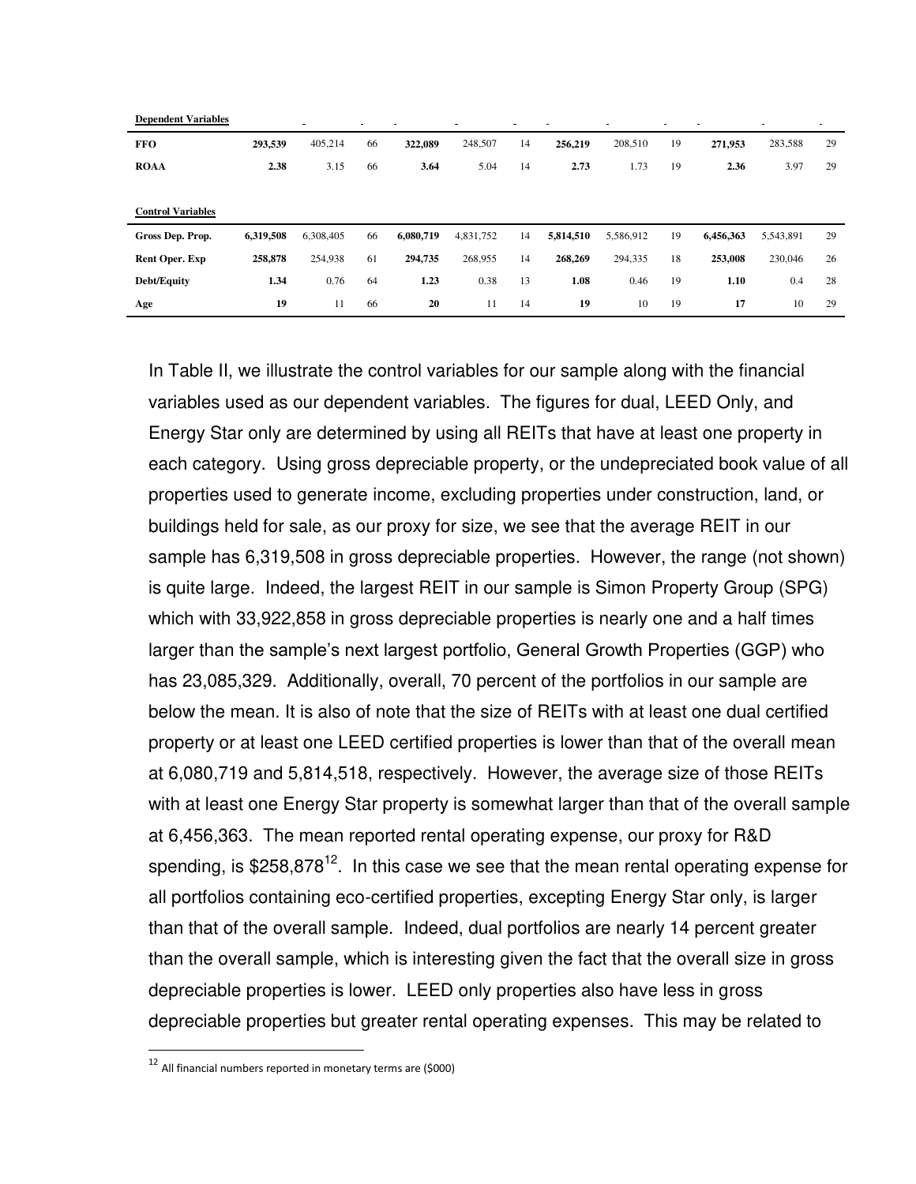| Dependent Variables | - | - | - | - | - | - | - | - | - | - | - | - |
|---|---|---|---|---|---|---|---|---|---|---|---|---|
| **FFO** | **293,539** | 405,214 | 66 | **322,089** | 248,507 | 14 | **256,219** | 208,510 | 19 | **271,953** | 283,588 | 29 |
| **ROAA** | **2.38** | 3.15 | 66 | **3.64** | 5.04 | 14 | **2.73** | 1.73 | 19 | **2.36** | 3.97 | 29 |
| **Control Variables** | | | | | | | | | | | | |
| **Gross Dep. Prop.** | **6,319,508** | 6,308,405 | 66 | **6,080,719** | 4,831,752 | 14 | **5,814,510** | 5,586,912 | 19 | **6,456,363** | 5,543,891 | 29 |
| **Rent Oper. Exp** | **258,878** | 254,938 | 61 | **294,735** | 268,955 | 14 | **268,269** | 294,335 | 18 | **253,008** | 230,046 | 26 |
| **Debt/Equity** | **1.34** | 0.76 | 64 | **1.23** | 0.38 | 13 | **1.08** | 0.46 | 19 | **1.10** | 0.4 | 28 |
| **Age** | **19** | 11 | 66 | **20** | 11 | 14 | **19** | 10 | 19 | **17** | 10 | 29 |

In Table II, we illustrate the control variables for our sample along with the financial variables used as our dependent variables. The figures for dual, LEED Only, and Energy Star only are determined by using all REITs that have at least one property in each category. Using gross depreciable property, or the undepreciated book value of all properties used to generate income, excluding properties under construction, land, or buildings held for sale, as our proxy for size, we see that the average REIT in our sample has 6,319,508 in gross depreciable properties. However, the range (not shown) is quite large. Indeed, the largest REIT in our sample is Simon Property Group (SPG) which with 33,922,858 in gross depreciable properties is nearly one and a half times larger than the sample's next largest portfolio, General Growth Properties (GGP) who has 23,085,329. Additionally, overall, 70 percent of the portfolios in our sample are below the mean. It is also of note that the size of REITs with at least one dual certified property or at least one LEED certified properties is lower than that of the overall mean at 6,080,719 and 5,814,518, respectively. However, the average size of those REITs with at least one Energy Star property is somewhat larger than that of the overall sample at 6,456,363. The mean reported rental operating expense, our proxy for R&D spending, is $258,878[12]. In this case we see that the mean rental operating expense for all portfolios containing eco-certified properties, excepting Energy Star only, is larger than that of the overall sample. Indeed, dual portfolios are nearly 14 percent greater than the overall sample, which is interesting given the fact that the overall size in gross depreciable properties is lower. LEED only properties also have less in gross depreciable properties but greater rental operating expenses. This may be related to

[12] All financial numbers reported in monetary terms are ($000)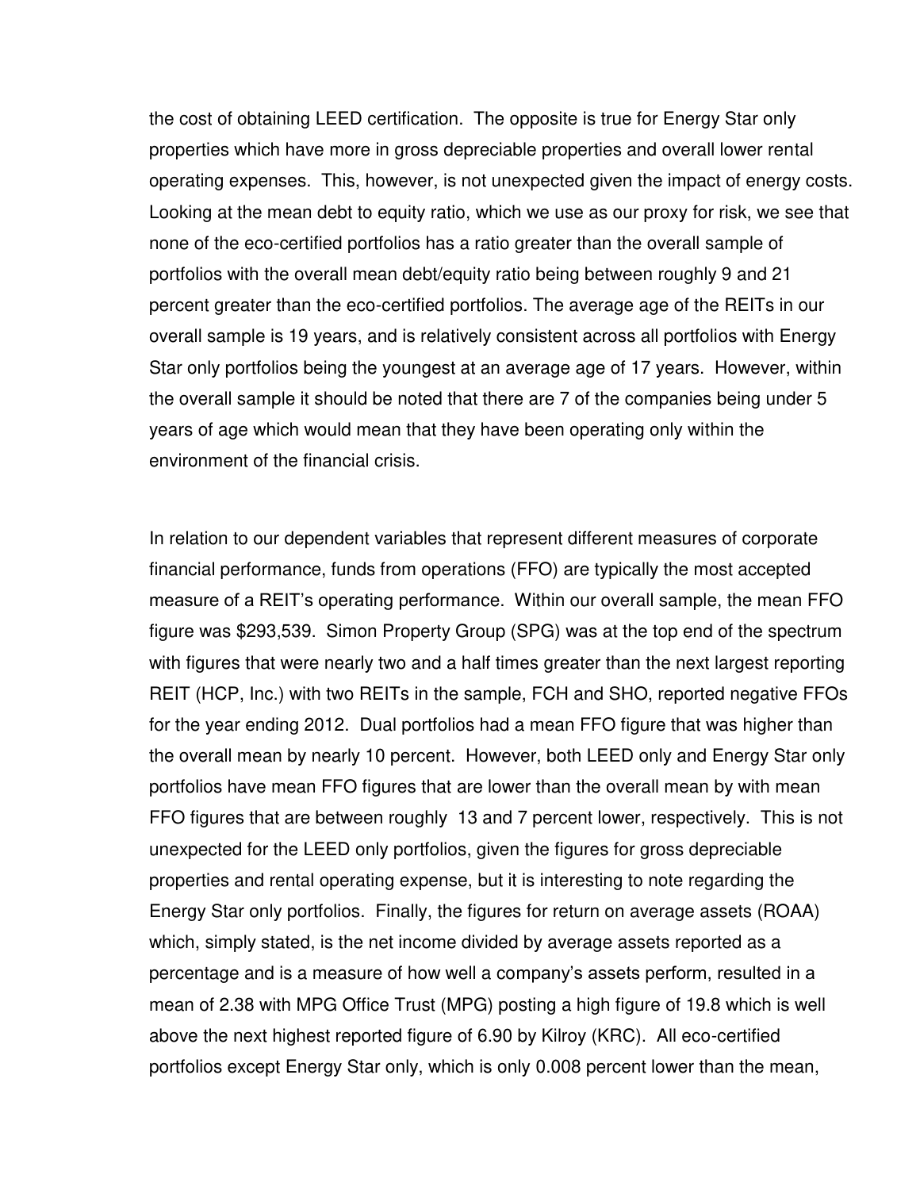the cost of obtaining LEED certification. The opposite is true for Energy Star only properties which have more in gross depreciable properties and overall lower rental operating expenses. This, however, is not unexpected given the impact of energy costs. Looking at the mean debt to equity ratio, which we use as our proxy for risk, we see that none of the eco-certified portfolios has a ratio greater than the overall sample of portfolios with the overall mean debt/equity ratio being between roughly 9 and 21 percent greater than the eco-certified portfolios. The average age of the REITs in our overall sample is 19 years, and is relatively consistent across all portfolios with Energy Star only portfolios being the youngest at an average age of 17 years. However, within the overall sample it should be noted that there are 7 of the companies being under 5 years of age which would mean that they have been operating only within the environment of the financial crisis.

In relation to our dependent variables that represent different measures of corporate financial performance, funds from operations (FFO) are typically the most accepted measure of a REIT's operating performance. Within our overall sample, the mean FFO figure was $293,539. Simon Property Group (SPG) was at the top end of the spectrum with figures that were nearly two and a half times greater than the next largest reporting REIT (HCP, Inc.) with two REITs in the sample, FCH and SHO, reported negative FFOs for the year ending 2012. Dual portfolios had a mean FFO figure that was higher than the overall mean by nearly 10 percent. However, both LEED only and Energy Star only portfolios have mean FFO figures that are lower than the overall mean by with mean FFO figures that are between roughly 13 and 7 percent lower, respectively. This is not unexpected for the LEED only portfolios, given the figures for gross depreciable properties and rental operating expense, but it is interesting to note regarding the Energy Star only portfolios. Finally, the figures for return on average assets (ROAA) which, simply stated, is the net income divided by average assets reported as a percentage and is a measure of how well a company's assets perform, resulted in a mean of 2.38 with MPG Office Trust (MPG) posting a high figure of 19.8 which is well above the next highest reported figure of 6.90 by Kilroy (KRC). All eco-certified portfolios except Energy Star only, which is only 0.008 percent lower than the mean,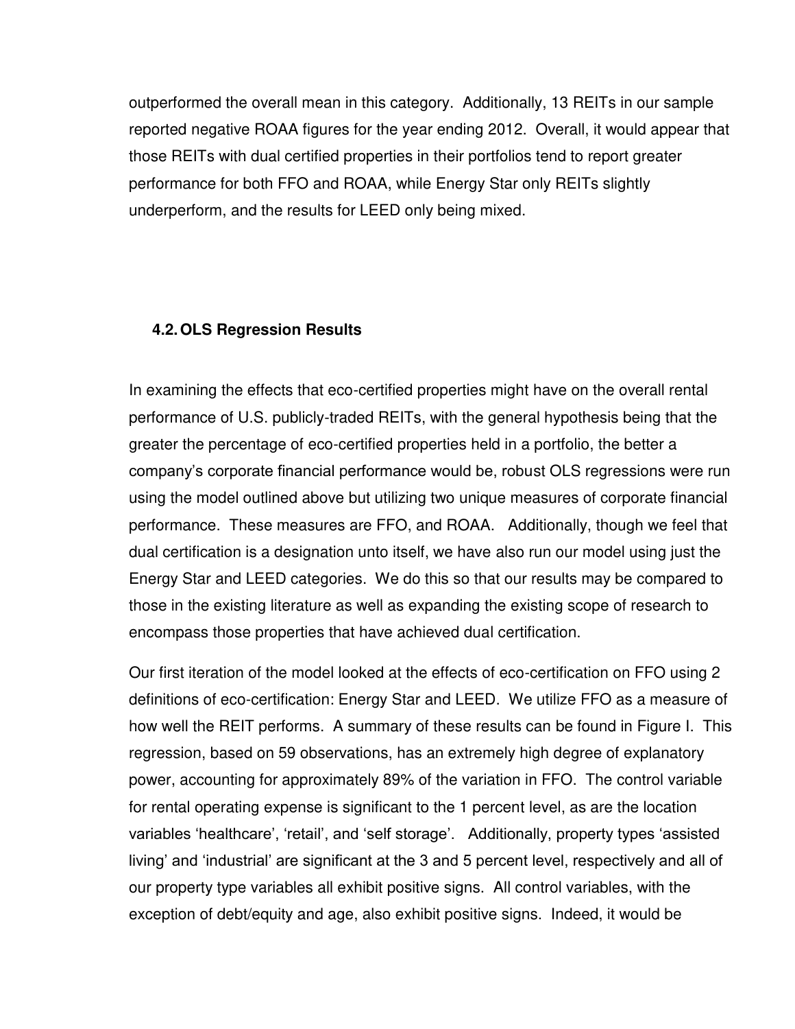outperformed the overall mean in this category. Additionally, 13 REITs in our sample reported negative ROAA figures for the year ending 2012. Overall, it would appear that those REITs with dual certified properties in their portfolios tend to report greater performance for both FFO and ROAA, while Energy Star only REITs slightly underperform, and the results for LEED only being mixed.

### 4.2. OLS Regression Results

In examining the effects that eco-certified properties might have on the overall rental performance of U.S. publicly-traded REITs, with the general hypothesis being that the greater the percentage of eco-certified properties held in a portfolio, the better a company's corporate financial performance would be, robust OLS regressions were run using the model outlined above but utilizing two unique measures of corporate financial performance. These measures are FFO, and ROAA. Additionally, though we feel that dual certification is a designation unto itself, we have also run our model using just the Energy Star and LEED categories. We do this so that our results may be compared to those in the existing literature as well as expanding the existing scope of research to encompass those properties that have achieved dual certification.

Our first iteration of the model looked at the effects of eco-certification on FFO using 2 definitions of eco-certification: Energy Star and LEED. We utilize FFO as a measure of how well the REIT performs. A summary of these results can be found in Figure I. This regression, based on 59 observations, has an extremely high degree of explanatory power, accounting for approximately 89% of the variation in FFO. The control variable for rental operating expense is significant to the 1 percent level, as are the location variables 'healthcare', 'retail', and 'self storage'. Additionally, property types 'assisted living' and 'industrial' are significant at the 3 and 5 percent level, respectively and all of our property type variables all exhibit positive signs. All control variables, with the exception of debt/equity and age, also exhibit positive signs. Indeed, it would be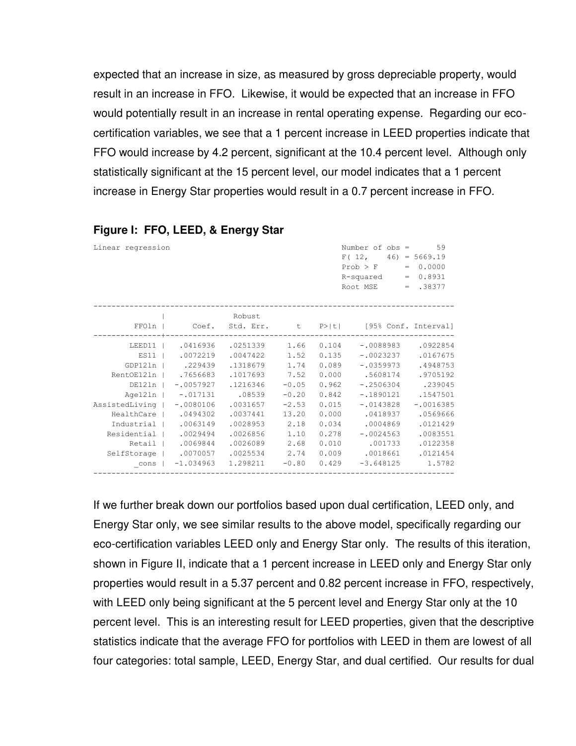expected that an increase in size, as measured by gross depreciable property, would result in an increase in FFO. Likewise, it would be expected that an increase in FFO would potentially result in an increase in rental operating expense. Regarding our eco-certification variables, we see that a 1 percent increase in LEED properties indicate that FFO would increase by 4.2 percent, significant at the 10.4 percent level. Although only statistically significant at the 15 percent level, our model indicates that a 1 percent increase in Energy Star properties would result in a 0.7 percent increase in FFO.

**Figure I: FFO, LEED, & Energy Star**

```
Linear regression                                      Number of obs =      59
                                                       F( 12,    46) = 5669.19
                                                       Prob > F      =  0.0000
                                                       R-squared     =  0.8931
                                                       Root MSE      =  .38377

------------------------------------------------------------------------------
             |               Robust
       FFOln |      Coef.   Std. Err.      t    P>|t|     [95% Conf. Interval]
-------------+----------------------------------------------------------------
      LEED11 |   .0416936   .0251339     1.66   0.104    -.0088983    .0922854
        ES11 |   .0072219   .0047422     1.52   0.135    -.0023237    .0167675
    GDP121n |     .229439   .1318679     1.74   0.089    -.0359973    .4948753
  RentOE121n |   .7656683   .1017693     7.52   0.000     .5608174    .9705192
     DE121n |  -.0057927   .1216346    -0.05   0.962    -.2506304     .239045
    Age121n |    -.017131     .08539    -0.20   0.842    -.1890121    .1547501
AssistedLiving |  -.0080106   .0031657   -2.53   0.015    -.0143828   -.0016385
  HealthCare |   .0494302   .0037441    13.20   0.000     .0418937    .0569666
  Industrial |   .0063149   .0028953     2.18   0.034     .0004869    .0121429
 Residential |   .0029494   .0026856     1.10   0.278    -.0024563    .0083551
      Retail |   .0069844   .0026089     2.68   0.010      .001733    .0122358
 SelfStorage |   .0070057   .0025534     2.74   0.009     .0018661    .0121454
       _cons |  -1.034963   1.298211    -0.80   0.429    -3.648125      1.5782
------------------------------------------------------------------------------
```

If we further break down our portfolios based upon dual certification, LEED only, and Energy Star only, we see similar results to the above model, specifically regarding our eco-certification variables LEED only and Energy Star only. The results of this iteration, shown in Figure II, indicate that a 1 percent increase in LEED only and Energy Star only properties would result in a 5.37 percent and 0.82 percent increase in FFO, respectively, with LEED only being significant at the 5 percent level and Energy Star only at the 10 percent level. This is an interesting result for LEED properties, given that the descriptive statistics indicate that the average FFO for portfolios with LEED in them are lowest of all four categories: total sample, LEED, Energy Star, and dual certified. Our results for dual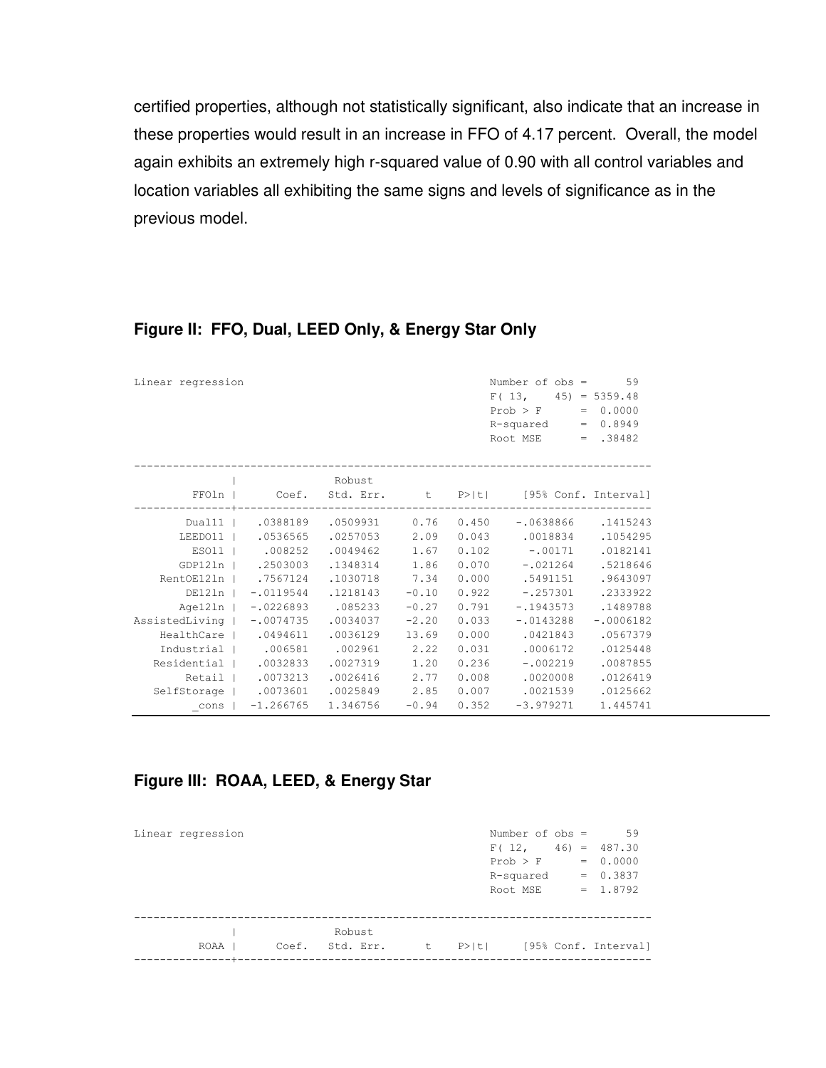certified properties, although not statistically significant, also indicate that an increase in these properties would result in an increase in FFO of 4.17 percent. Overall, the model again exhibits an extremely high r-squared value of 0.90 with all control variables and location variables all exhibiting the same signs and levels of significance as in the previous model.

**Figure II: FFO, Dual, LEED Only, & Energy Star Only**

```
Linear regression                                      Number of obs =      59
                                                       F( 13,    45) = 5359.48
                                                       Prob > F      =  0.0000
                                                       R-squared     =  0.8949
                                                       Root MSE      =  .38482

------------------------------------------------------------------------------
               |               Robust
         FFOln |      Coef.   Std. Err.      t    P>|t|     [95% Conf. Interval]
---------------+--------------------------------------------------------------
        Dual11 |   .0388189   .0509931     0.76   0.450    -.0638866    .1415243
       LEEDO11 |   .0536565   .0257053     2.09   0.043     .0018834    .1054295
         ESO11 |    .008252   .0049462     1.67   0.102      -.00171    .0182141
       GDP121n |   .2503003   .1348314     1.86   0.070     -.021264    .5218646
    RentOE121n |   .7567124   .1030718     7.34   0.000     .5491151    .9643097
        DE121n |  -.0119544   .1218143    -0.10   0.922     -.257301    .2333922
       Age121n |  -.0226893    .085233    -0.27   0.791    -.1943573    .1489788
AssistedLiving |  -.0074735   .0034037    -2.20   0.033    -.0143288   -.0006182
    HealthCare |   .0494611   .0036129    13.69   0.000     .0421843    .0567379
    Industrial |    .006581    .002961     2.22   0.031     .0006172    .0125448
   Residential |   .0032833   .0027319     1.20   0.236     -.002219    .0087855
        Retail |   .0073213   .0026416     2.77   0.008     .0020008    .0126419
   SelfStorage |   .0073601   .0025849     2.85   0.007     .0021539    .0125662
         _cons |  -1.266765   1.346756    -0.94   0.352    -3.979271    1.445741
```

**Figure III: ROAA, LEED, & Energy Star**

```
Linear regression                                      Number of obs =      59
                                                       F( 12,    46) =  487.30
                                                       Prob > F      =  0.0000
                                                       R-squared     =  0.3837
                                                       Root MSE      =  1.8792

------------------------------------------------------------------------------
               |               Robust
          ROAA |      Coef.   Std. Err.      t    P>|t|     [95% Conf. Interval]
---------------+--------------------------------------------------------------
```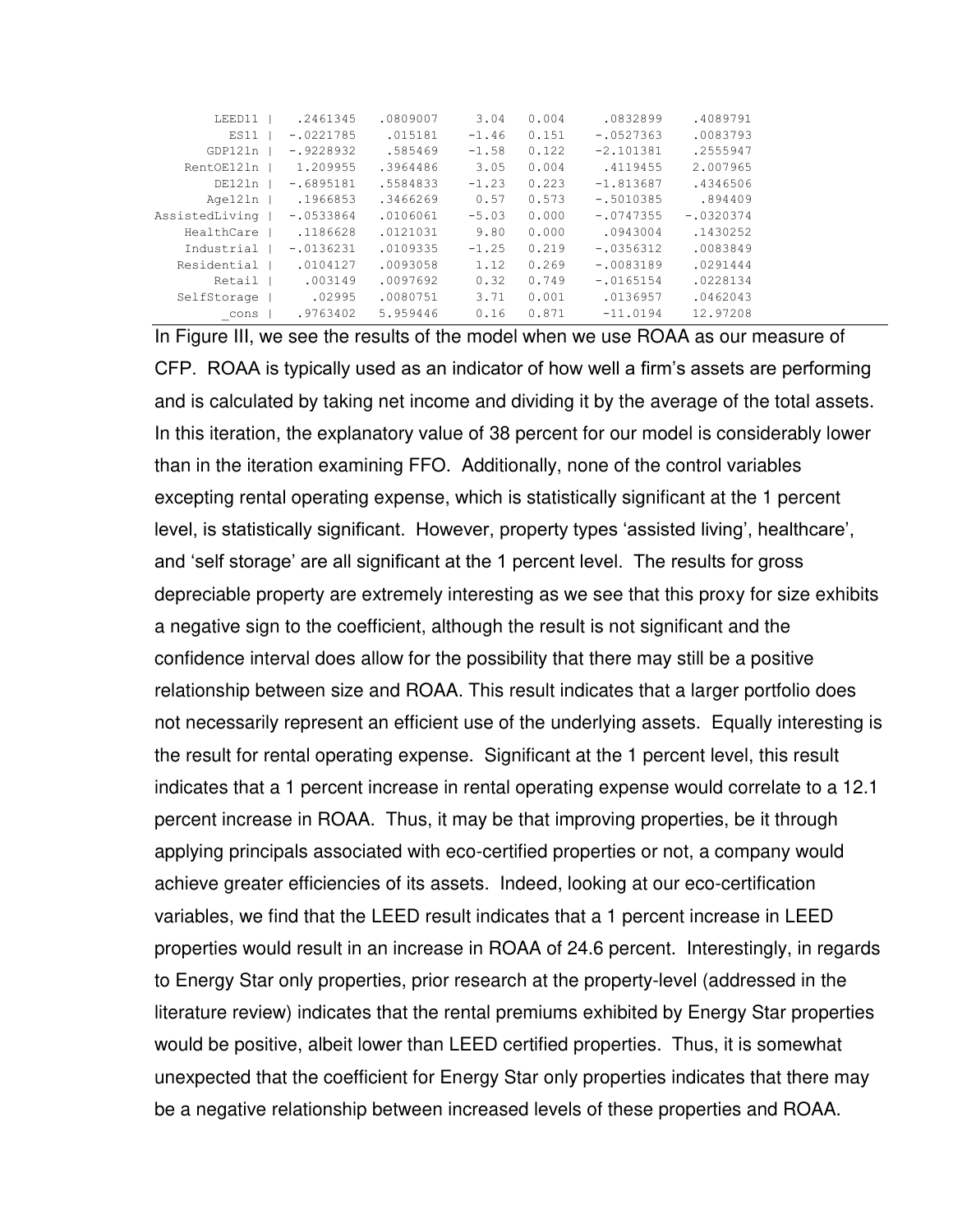| | | | | | | |
|---|---|---|---|---|---|---|
| LEED11 | .2461345 | .0809007 | 3.04 | 0.004 | .0832899 | .4089791 |
| ES11 | -.0221785 | .015181 | -1.46 | 0.151 | -.0527363 | .0083793 |
| GDP12ln | -.9228932 | .585469 | -1.58 | 0.122 | -2.101381 | .2555947 |
| RentOE12ln | 1.209955 | .3964486 | 3.05 | 0.004 | .4119455 | 2.007965 |
| DE12ln | -.6895181 | .5584833 | -1.23 | 0.223 | -1.813687 | .4346506 |
| Age12ln | .1966853 | .3466269 | 0.57 | 0.573 | -.5010385 | .894409 |
| AssistedLiving | -.0533864 | .0106061 | -5.03 | 0.000 | -.0747355 | -.0320374 |
| HealthCare | .1186628 | .0121031 | 9.80 | 0.000 | .0943004 | .1430252 |
| Industrial | -.0136231 | .0109335 | -1.25 | 0.219 | -.0356312 | .0083849 |
| Residential | .0104127 | .0093058 | 1.12 | 0.269 | -.0083189 | .0291444 |
| Retail | .003149 | .0097692 | 0.32 | 0.749 | -.0165154 | .0228134 |
| SelfStorage | .02995 | .0080751 | 3.71 | 0.001 | .0136957 | .0462043 |
| _cons | .9763402 | 5.959446 | 0.16 | 0.871 | -11.0194 | 12.97208 |

In Figure III, we see the results of the model when we use ROAA as our measure of CFP. ROAA is typically used as an indicator of how well a firm's assets are performing and is calculated by taking net income and dividing it by the average of the total assets. In this iteration, the explanatory value of 38 percent for our model is considerably lower than in the iteration examining FFO. Additionally, none of the control variables excepting rental operating expense, which is statistically significant at the 1 percent level, is statistically significant. However, property types 'assisted living', healthcare', and 'self storage' are all significant at the 1 percent level. The results for gross depreciable property are extremely interesting as we see that this proxy for size exhibits a negative sign to the coefficient, although the result is not significant and the confidence interval does allow for the possibility that there may still be a positive relationship between size and ROAA. This result indicates that a larger portfolio does not necessarily represent an efficient use of the underlying assets. Equally interesting is the result for rental operating expense. Significant at the 1 percent level, this result indicates that a 1 percent increase in rental operating expense would correlate to a 12.1 percent increase in ROAA. Thus, it may be that improving properties, be it through applying principals associated with eco-certified properties or not, a company would achieve greater efficiencies of its assets. Indeed, looking at our eco-certification variables, we find that the LEED result indicates that a 1 percent increase in LEED properties would result in an increase in ROAA of 24.6 percent. Interestingly, in regards to Energy Star only properties, prior research at the property-level (addressed in the literature review) indicates that the rental premiums exhibited by Energy Star properties would be positive, albeit lower than LEED certified properties. Thus, it is somewhat unexpected that the coefficient for Energy Star only properties indicates that there may be a negative relationship between increased levels of these properties and ROAA.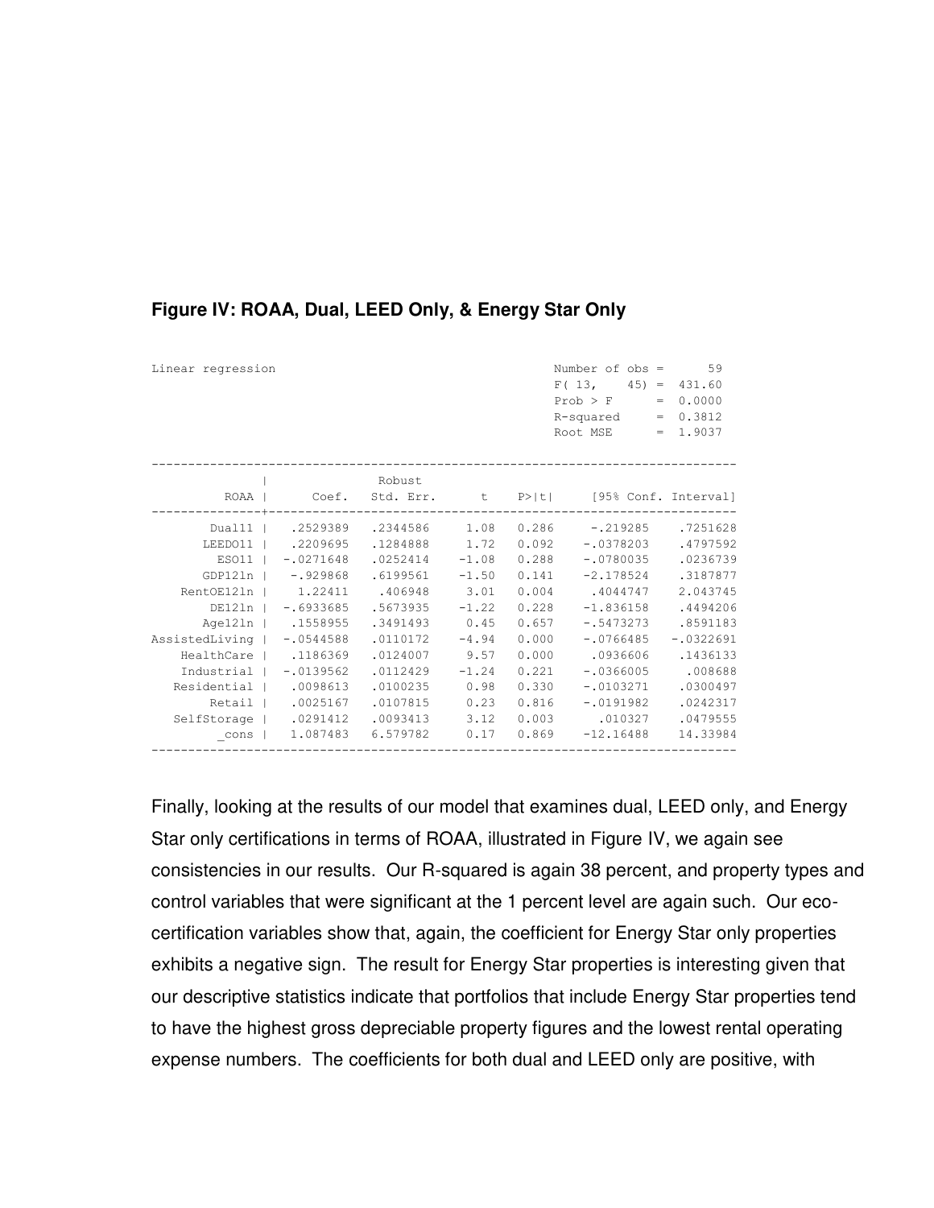**Figure IV: ROAA, Dual, LEED Only, & Energy Star Only**

```
Linear regression                                      Number of obs =      59
                                                       F( 13,    45) =  431.60
                                                       Prob > F      =  0.0000
                                                       R-squared     =  0.3812
                                                       Root MSE      =  1.9037

------------------------------------------------------------------------------
             |               Robust
        ROAA |      Coef.   Std. Err.      t    P>|t|     [95% Conf. Interval]
-------------+----------------------------------------------------------------
      Dual11 |   .2529389   .2344586     1.08   0.286     -.219285    .7251628
     LEEDO11 |   .2209695   .1284888     1.72   0.092    -.0378203    .4797592
       ESO11 |  -.0271648   .0252414    -1.08   0.288    -.0780035    .0236739
    GDP12ln  |   -.929868   .6199561    -1.50   0.141    -2.178524    .3187877
  RentOE12ln |    1.22411    .406948     3.01   0.004     .4044747    2.043745
      DE12ln |  -.6933685   .5673935    -1.22   0.228    -1.836158    .4494206
     Age12ln |   .1558955   .3491493     0.45   0.657    -.5473273    .8591183
AssistedLiving |  -.0544588   .0110172    -4.94   0.000    -.0766485   -.0322691
  HealthCare |   .1186369   .0124007     9.57   0.000     .0936606    .1436133
  Industrial |  -.0139562   .0112429    -1.24   0.221    -.0366005     .008688
 Residential |   .0098613   .0100235     0.98   0.330    -.0103271    .0300497
      Retail |   .0025167   .0107815     0.23   0.816    -.0191982    .0242317
 SelfStorage |   .0291412   .0093413     3.12   0.003      .010327    .0479555
       _cons |   1.087483   6.579782     0.17   0.869    -12.16488    14.33984
------------------------------------------------------------------------------
```

Finally, looking at the results of our model that examines dual, LEED only, and Energy Star only certifications in terms of ROAA, illustrated in Figure IV, we again see consistencies in our results. Our R-squared is again 38 percent, and property types and control variables that were significant at the 1 percent level are again such. Our eco-certification variables show that, again, the coefficient for Energy Star only properties exhibits a negative sign. The result for Energy Star properties is interesting given that our descriptive statistics indicate that portfolios that include Energy Star properties tend to have the highest gross depreciable property figures and the lowest rental operating expense numbers. The coefficients for both dual and LEED only are positive, with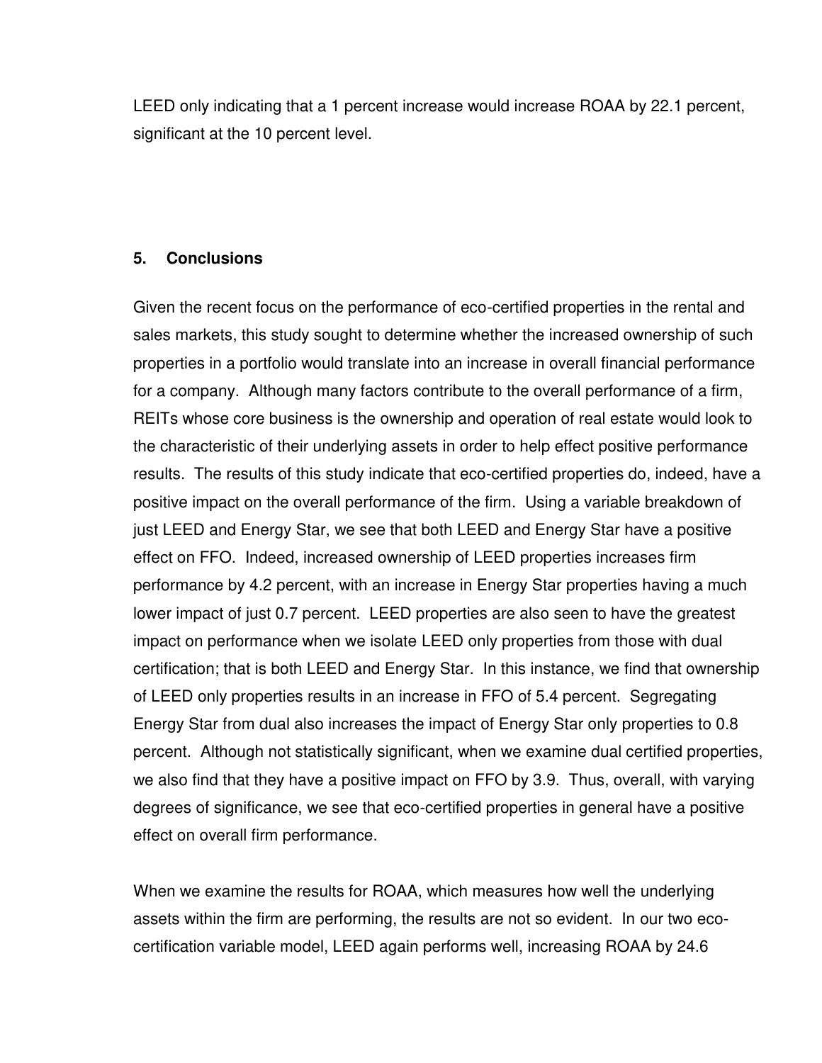LEED only indicating that a 1 percent increase would increase ROAA by 22.1 percent, significant at the 10 percent level.

## 5. Conclusions

Given the recent focus on the performance of eco-certified properties in the rental and sales markets, this study sought to determine whether the increased ownership of such properties in a portfolio would translate into an increase in overall financial performance for a company. Although many factors contribute to the overall performance of a firm, REITs whose core business is the ownership and operation of real estate would look to the characteristic of their underlying assets in order to help effect positive performance results. The results of this study indicate that eco-certified properties do, indeed, have a positive impact on the overall performance of the firm. Using a variable breakdown of just LEED and Energy Star, we see that both LEED and Energy Star have a positive effect on FFO. Indeed, increased ownership of LEED properties increases firm performance by 4.2 percent, with an increase in Energy Star properties having a much lower impact of just 0.7 percent. LEED properties are also seen to have the greatest impact on performance when we isolate LEED only properties from those with dual certification; that is both LEED and Energy Star. In this instance, we find that ownership of LEED only properties results in an increase in FFO of 5.4 percent. Segregating Energy Star from dual also increases the impact of Energy Star only properties to 0.8 percent. Although not statistically significant, when we examine dual certified properties, we also find that they have a positive impact on FFO by 3.9. Thus, overall, with varying degrees of significance, we see that eco-certified properties in general have a positive effect on overall firm performance.

When we examine the results for ROAA, which measures how well the underlying assets within the firm are performing, the results are not so evident. In our two eco-certification variable model, LEED again performs well, increasing ROAA by 24.6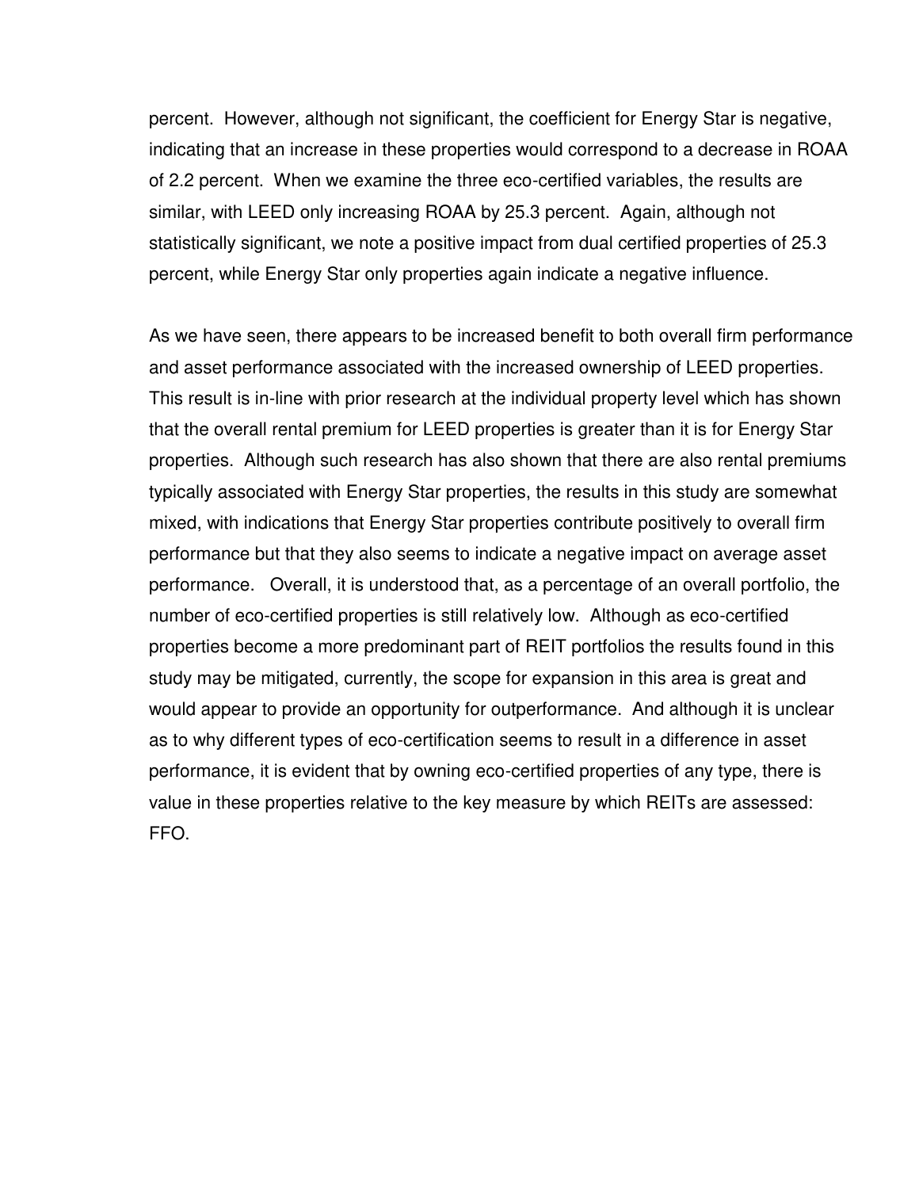percent. However, although not significant, the coefficient for Energy Star is negative, indicating that an increase in these properties would correspond to a decrease in ROAA of 2.2 percent. When we examine the three eco-certified variables, the results are similar, with LEED only increasing ROAA by 25.3 percent. Again, although not statistically significant, we note a positive impact from dual certified properties of 25.3 percent, while Energy Star only properties again indicate a negative influence.

As we have seen, there appears to be increased benefit to both overall firm performance and asset performance associated with the increased ownership of LEED properties. This result is in-line with prior research at the individual property level which has shown that the overall rental premium for LEED properties is greater than it is for Energy Star properties. Although such research has also shown that there are also rental premiums typically associated with Energy Star properties, the results in this study are somewhat mixed, with indications that Energy Star properties contribute positively to overall firm performance but that they also seems to indicate a negative impact on average asset performance. Overall, it is understood that, as a percentage of an overall portfolio, the number of eco-certified properties is still relatively low. Although as eco-certified properties become a more predominant part of REIT portfolios the results found in this study may be mitigated, currently, the scope for expansion in this area is great and would appear to provide an opportunity for outperformance. And although it is unclear as to why different types of eco-certification seems to result in a difference in asset performance, it is evident that by owning eco-certified properties of any type, there is value in these properties relative to the key measure by which REITs are assessed: FFO.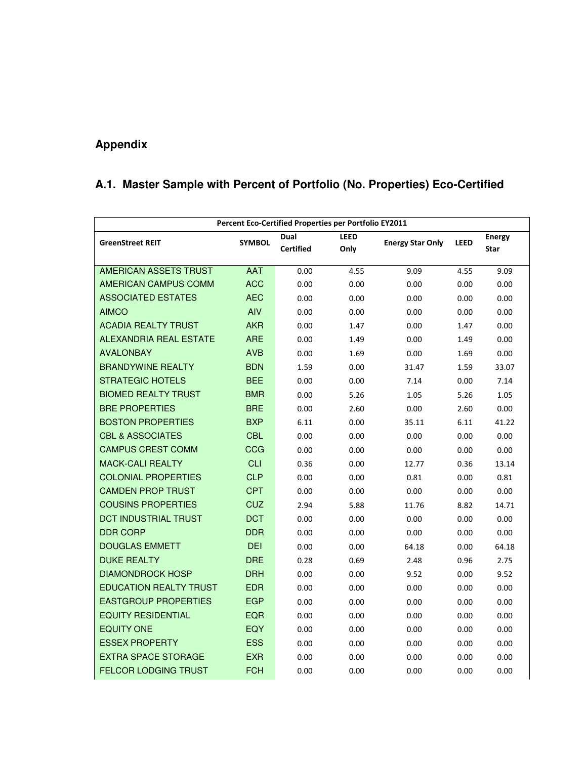## Appendix

### A.1. Master Sample with Percent of Portfolio (No. Properties) Eco-Certified

| Percent Eco-Certified Properties per Portfolio EY2011 | | | | | | |
|---|---|---|---|---|---|---|
| **GreenStreet REIT** | **SYMBOL** | **Dual Certified** | **LEED Only** | **Energy Star Only** | **LEED** | **Energy Star** |
| AMERICAN ASSETS TRUST | AAT | 0.00 | 4.55 | 9.09 | 4.55 | 9.09 |
| AMERICAN CAMPUS COMM | ACC | 0.00 | 0.00 | 0.00 | 0.00 | 0.00 |
| ASSOCIATED ESTATES | AEC | 0.00 | 0.00 | 0.00 | 0.00 | 0.00 |
| AIMCO | AIV | 0.00 | 0.00 | 0.00 | 0.00 | 0.00 |
| ACADIA REALTY TRUST | AKR | 0.00 | 1.47 | 0.00 | 1.47 | 0.00 |
| ALEXANDRIA REAL ESTATE | ARE | 0.00 | 1.49 | 0.00 | 1.49 | 0.00 |
| AVALONBAY | AVB | 0.00 | 1.69 | 0.00 | 1.69 | 0.00 |
| BRANDYWINE REALTY | BDN | 1.59 | 0.00 | 31.47 | 1.59 | 33.07 |
| STRATEGIC HOTELS | BEE | 0.00 | 0.00 | 7.14 | 0.00 | 7.14 |
| BIOMED REALTY TRUST | BMR | 0.00 | 5.26 | 1.05 | 5.26 | 1.05 |
| BRE PROPERTIES | BRE | 0.00 | 2.60 | 0.00 | 2.60 | 0.00 |
| BOSTON PROPERTIES | BXP | 6.11 | 0.00 | 35.11 | 6.11 | 41.22 |
| CBL & ASSOCIATES | CBL | 0.00 | 0.00 | 0.00 | 0.00 | 0.00 |
| CAMPUS CREST COMM | CCG | 0.00 | 0.00 | 0.00 | 0.00 | 0.00 |
| MACK-CALI REALTY | CLI | 0.36 | 0.00 | 12.77 | 0.36 | 13.14 |
| COLONIAL PROPERTIES | CLP | 0.00 | 0.00 | 0.81 | 0.00 | 0.81 |
| CAMDEN PROP TRUST | CPT | 0.00 | 0.00 | 0.00 | 0.00 | 0.00 |
| COUSINS PROPERTIES | CUZ | 2.94 | 5.88 | 11.76 | 8.82 | 14.71 |
| DCT INDUSTRIAL TRUST | DCT | 0.00 | 0.00 | 0.00 | 0.00 | 0.00 |
| DDR CORP | DDR | 0.00 | 0.00 | 0.00 | 0.00 | 0.00 |
| DOUGLAS EMMETT | DEI | 0.00 | 0.00 | 64.18 | 0.00 | 64.18 |
| DUKE REALTY | DRE | 0.28 | 0.69 | 2.48 | 0.96 | 2.75 |
| DIAMONDROCK HOSP | DRH | 0.00 | 0.00 | 9.52 | 0.00 | 9.52 |
| EDUCATION REALTY TRUST | EDR | 0.00 | 0.00 | 0.00 | 0.00 | 0.00 |
| EASTGROUP PROPERTIES | EGP | 0.00 | 0.00 | 0.00 | 0.00 | 0.00 |
| EQUITY RESIDENTIAL | EQR | 0.00 | 0.00 | 0.00 | 0.00 | 0.00 |
| EQUITY ONE | EQY | 0.00 | 0.00 | 0.00 | 0.00 | 0.00 |
| ESSEX PROPERTY | ESS | 0.00 | 0.00 | 0.00 | 0.00 | 0.00 |
| EXTRA SPACE STORAGE | EXR | 0.00 | 0.00 | 0.00 | 0.00 | 0.00 |
| FELCOR LODGING TRUST | FCH | 0.00 | 0.00 | 0.00 | 0.00 | 0.00 |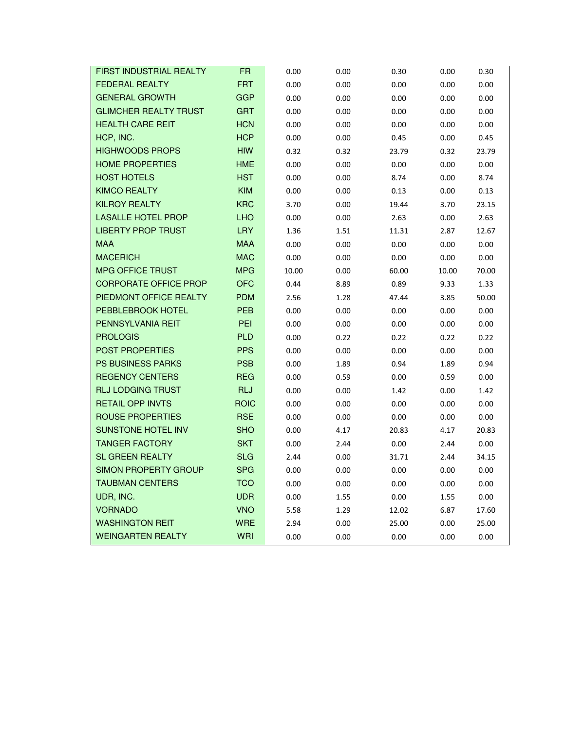| | | | | | | |
|---|---|---|---|---|---|---|
| FIRST INDUSTRIAL REALTY | FR | 0.00 | 0.00 | 0.30 | 0.00 | 0.30 |
| FEDERAL REALTY | FRT | 0.00 | 0.00 | 0.00 | 0.00 | 0.00 |
| GENERAL GROWTH | GGP | 0.00 | 0.00 | 0.00 | 0.00 | 0.00 |
| GLIMCHER REALTY TRUST | GRT | 0.00 | 0.00 | 0.00 | 0.00 | 0.00 |
| HEALTH CARE REIT | HCN | 0.00 | 0.00 | 0.00 | 0.00 | 0.00 |
| HCP, INC. | HCP | 0.00 | 0.00 | 0.45 | 0.00 | 0.45 |
| HIGHWOODS PROPS | HIW | 0.32 | 0.32 | 23.79 | 0.32 | 23.79 |
| HOME PROPERTIES | HME | 0.00 | 0.00 | 0.00 | 0.00 | 0.00 |
| HOST HOTELS | HST | 0.00 | 0.00 | 8.74 | 0.00 | 8.74 |
| KIMCO REALTY | KIM | 0.00 | 0.00 | 0.13 | 0.00 | 0.13 |
| KILROY REALTY | KRC | 3.70 | 0.00 | 19.44 | 3.70 | 23.15 |
| LASALLE HOTEL PROP | LHO | 0.00 | 0.00 | 2.63 | 0.00 | 2.63 |
| LIBERTY PROP TRUST | LRY | 1.36 | 1.51 | 11.31 | 2.87 | 12.67 |
| MAA | MAA | 0.00 | 0.00 | 0.00 | 0.00 | 0.00 |
| MACERICH | MAC | 0.00 | 0.00 | 0.00 | 0.00 | 0.00 |
| MPG OFFICE TRUST | MPG | 10.00 | 0.00 | 60.00 | 10.00 | 70.00 |
| CORPORATE OFFICE PROP | OFC | 0.44 | 8.89 | 0.89 | 9.33 | 1.33 |
| PIEDMONT OFFICE REALTY | PDM | 2.56 | 1.28 | 47.44 | 3.85 | 50.00 |
| PEBBLEBROOK HOTEL | PEB | 0.00 | 0.00 | 0.00 | 0.00 | 0.00 |
| PENNSYLVANIA REIT | PEI | 0.00 | 0.00 | 0.00 | 0.00 | 0.00 |
| PROLOGIS | PLD | 0.00 | 0.22 | 0.22 | 0.22 | 0.22 |
| POST PROPERTIES | PPS | 0.00 | 0.00 | 0.00 | 0.00 | 0.00 |
| PS BUSINESS PARKS | PSB | 0.00 | 1.89 | 0.94 | 1.89 | 0.94 |
| REGENCY CENTERS | REG | 0.00 | 0.59 | 0.00 | 0.59 | 0.00 |
| RLJ LODGING TRUST | RLJ | 0.00 | 0.00 | 1.42 | 0.00 | 1.42 |
| RETAIL OPP INVTS | ROIC | 0.00 | 0.00 | 0.00 | 0.00 | 0.00 |
| ROUSE PROPERTIES | RSE | 0.00 | 0.00 | 0.00 | 0.00 | 0.00 |
| SUNSTONE HOTEL INV | SHO | 0.00 | 4.17 | 20.83 | 4.17 | 20.83 |
| TANGER FACTORY | SKT | 0.00 | 2.44 | 0.00 | 2.44 | 0.00 |
| SL GREEN REALTY | SLG | 2.44 | 0.00 | 31.71 | 2.44 | 34.15 |
| SIMON PROPERTY GROUP | SPG | 0.00 | 0.00 | 0.00 | 0.00 | 0.00 |
| TAUBMAN CENTERS | TCO | 0.00 | 0.00 | 0.00 | 0.00 | 0.00 |
| UDR, INC. | UDR | 0.00 | 1.55 | 0.00 | 1.55 | 0.00 |
| VORNADO | VNO | 5.58 | 1.29 | 12.02 | 6.87 | 17.60 |
| WASHINGTON REIT | WRE | 2.94 | 0.00 | 25.00 | 0.00 | 25.00 |
| WEINGARTEN REALTY | WRI | 0.00 | 0.00 | 0.00 | 0.00 | 0.00 |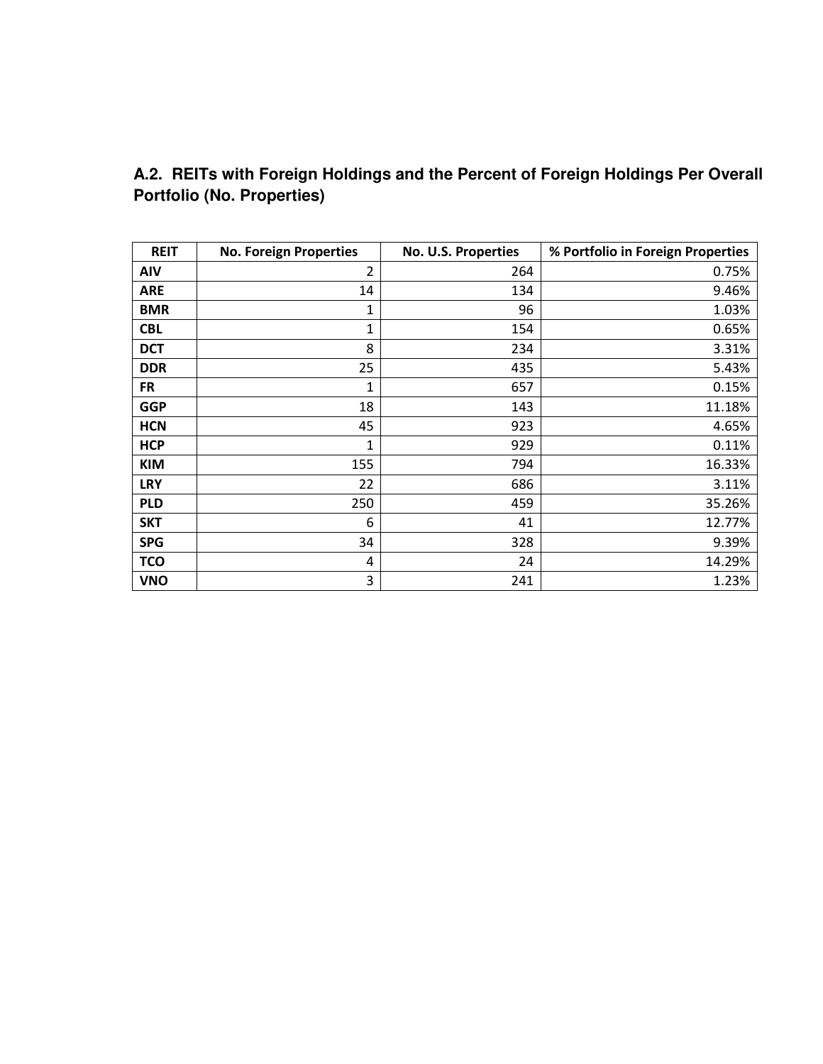### A.2. REITs with Foreign Holdings and the Percent of Foreign Holdings Per Overall Portfolio (No. Properties)

| REIT | No. Foreign Properties | No. U.S. Properties | % Portfolio in Foreign Properties |
|---|---|---|---|
| AIV | 2 | 264 | 0.75% |
| ARE | 14 | 134 | 9.46% |
| BMR | 1 | 96 | 1.03% |
| CBL | 1 | 154 | 0.65% |
| DCT | 8 | 234 | 3.31% |
| DDR | 25 | 435 | 5.43% |
| FR | 1 | 657 | 0.15% |
| GGP | 18 | 143 | 11.18% |
| HCN | 45 | 923 | 4.65% |
| HCP | 1 | 929 | 0.11% |
| KIM | 155 | 794 | 16.33% |
| LRY | 22 | 686 | 3.11% |
| PLD | 250 | 459 | 35.26% |
| SKT | 6 | 41 | 12.77% |
| SPG | 34 | 328 | 9.39% |
| TCO | 4 | 24 | 14.29% |
| VNO | 3 | 241 | 1.23% |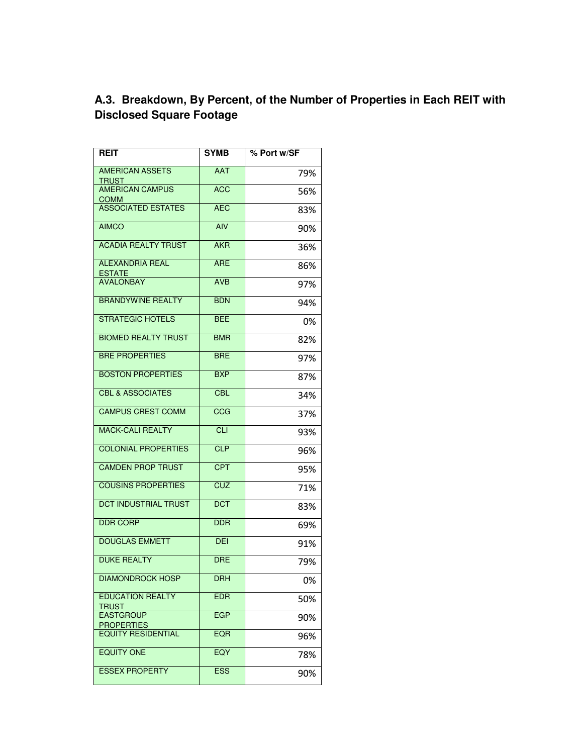### A.3. Breakdown, By Percent, of the Number of Properties in Each REIT with Disclosed Square Footage

| REIT | SYMB | % Port w/SF |
|---|---|---|
| AMERICAN ASSETS TRUST | AAT | 79% |
| AMERICAN CAMPUS COMM | ACC | 56% |
| ASSOCIATED ESTATES | AEC | 83% |
| AIMCO | AIV | 90% |
| ACADIA REALTY TRUST | AKR | 36% |
| ALEXANDRIA REAL ESTATE | ARE | 86% |
| AVALONBAY | AVB | 97% |
| BRANDYWINE REALTY | BDN | 94% |
| STRATEGIC HOTELS | BEE | 0% |
| BIOMED REALTY TRUST | BMR | 82% |
| BRE PROPERTIES | BRE | 97% |
| BOSTON PROPERTIES | BXP | 87% |
| CBL & ASSOCIATES | CBL | 34% |
| CAMPUS CREST COMM | CCG | 37% |
| MACK-CALI REALTY | CLI | 93% |
| COLONIAL PROPERTIES | CLP | 96% |
| CAMDEN PROP TRUST | CPT | 95% |
| COUSINS PROPERTIES | CUZ | 71% |
| DCT INDUSTRIAL TRUST | DCT | 83% |
| DDR CORP | DDR | 69% |
| DOUGLAS EMMETT | DEI | 91% |
| DUKE REALTY | DRE | 79% |
| DIAMONDROCK HOSP | DRH | 0% |
| EDUCATION REALTY TRUST | EDR | 50% |
| EASTGROUP PROPERTIES | EGP | 90% |
| EQUITY RESIDENTIAL | EQR | 96% |
| EQUITY ONE | EQY | 78% |
| ESSEX PROPERTY | ESS | 90% |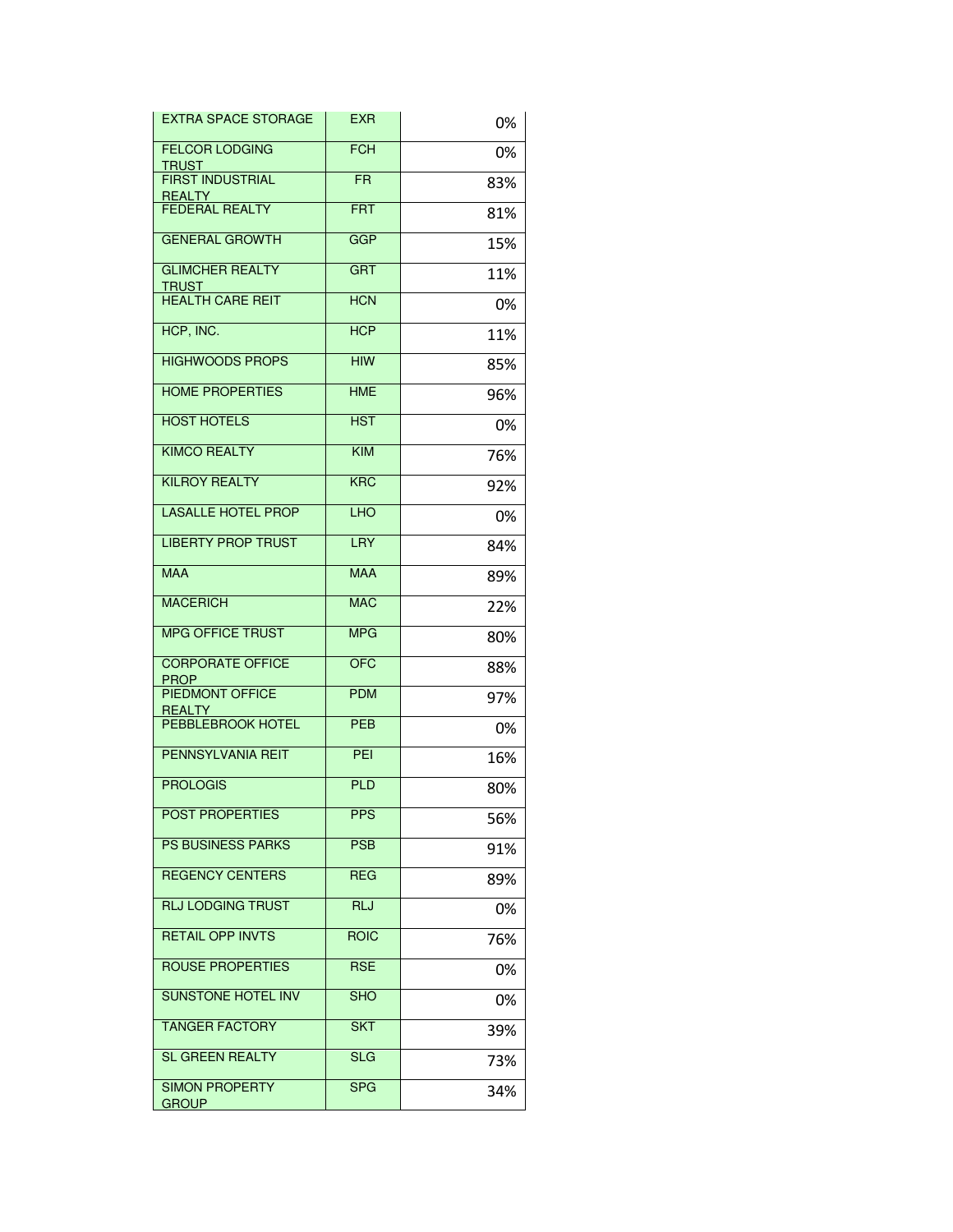| | | |
|---|---|---|
| EXTRA SPACE STORAGE | EXR | 0% |
| FELCOR LODGING TRUST | FCH | 0% |
| FIRST INDUSTRIAL REALTY | FR | 83% |
| FEDERAL REALTY | FRT | 81% |
| GENERAL GROWTH | GGP | 15% |
| GLIMCHER REALTY TRUST | GRT | 11% |
| HEALTH CARE REIT | HCN | 0% |
| HCP, INC. | HCP | 11% |
| HIGHWOODS PROPS | HIW | 85% |
| HOME PROPERTIES | HME | 96% |
| HOST HOTELS | HST | 0% |
| KIMCO REALTY | KIM | 76% |
| KILROY REALTY | KRC | 92% |
| LASALLE HOTEL PROP | LHO | 0% |
| LIBERTY PROP TRUST | LRY | 84% |
| MAA | MAA | 89% |
| MACERICH | MAC | 22% |
| MPG OFFICE TRUST | MPG | 80% |
| CORPORATE OFFICE PROP | OFC | 88% |
| PIEDMONT OFFICE REALTY | PDM | 97% |
| PEBBLEBROOK HOTEL | PEB | 0% |
| PENNSYLVANIA REIT | PEI | 16% |
| PROLOGIS | PLD | 80% |
| POST PROPERTIES | PPS | 56% |
| PS BUSINESS PARKS | PSB | 91% |
| REGENCY CENTERS | REG | 89% |
| RLJ LODGING TRUST | RLJ | 0% |
| RETAIL OPP INVTS | ROIC | 76% |
| ROUSE PROPERTIES | RSE | 0% |
| SUNSTONE HOTEL INV | SHO | 0% |
| TANGER FACTORY | SKT | 39% |
| SL GREEN REALTY | SLG | 73% |
| SIMON PROPERTY GROUP | SPG | 34% |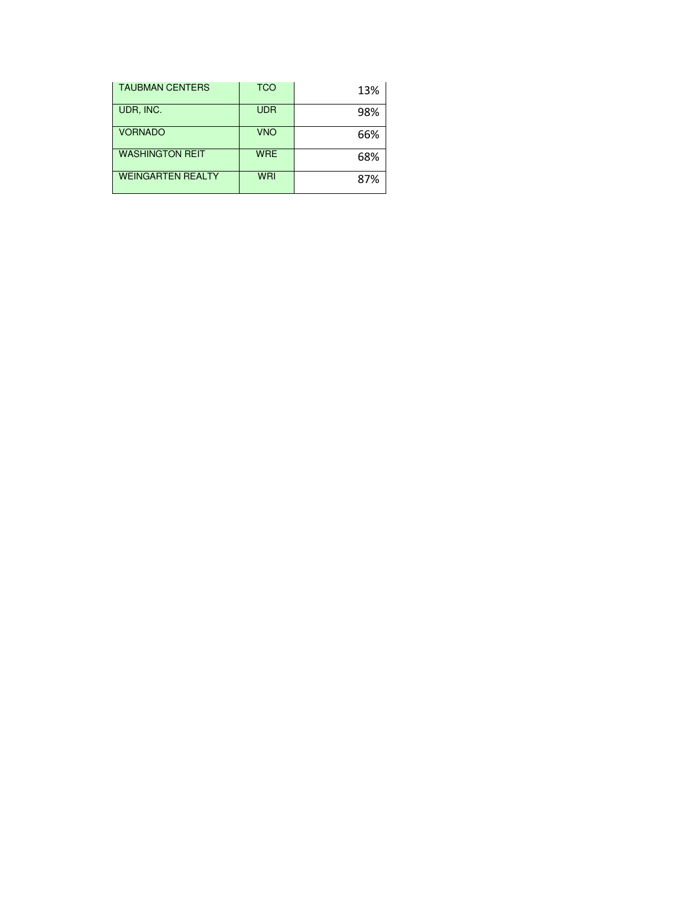| | | |
|---|---|---|
| TAUBMAN CENTERS | TCO | 13% |
| UDR, INC. | UDR | 98% |
| VORNADO | VNO | 66% |
| WASHINGTON REIT | WRE | 68% |
| WEINGARTEN REALTY | WRI | 87% |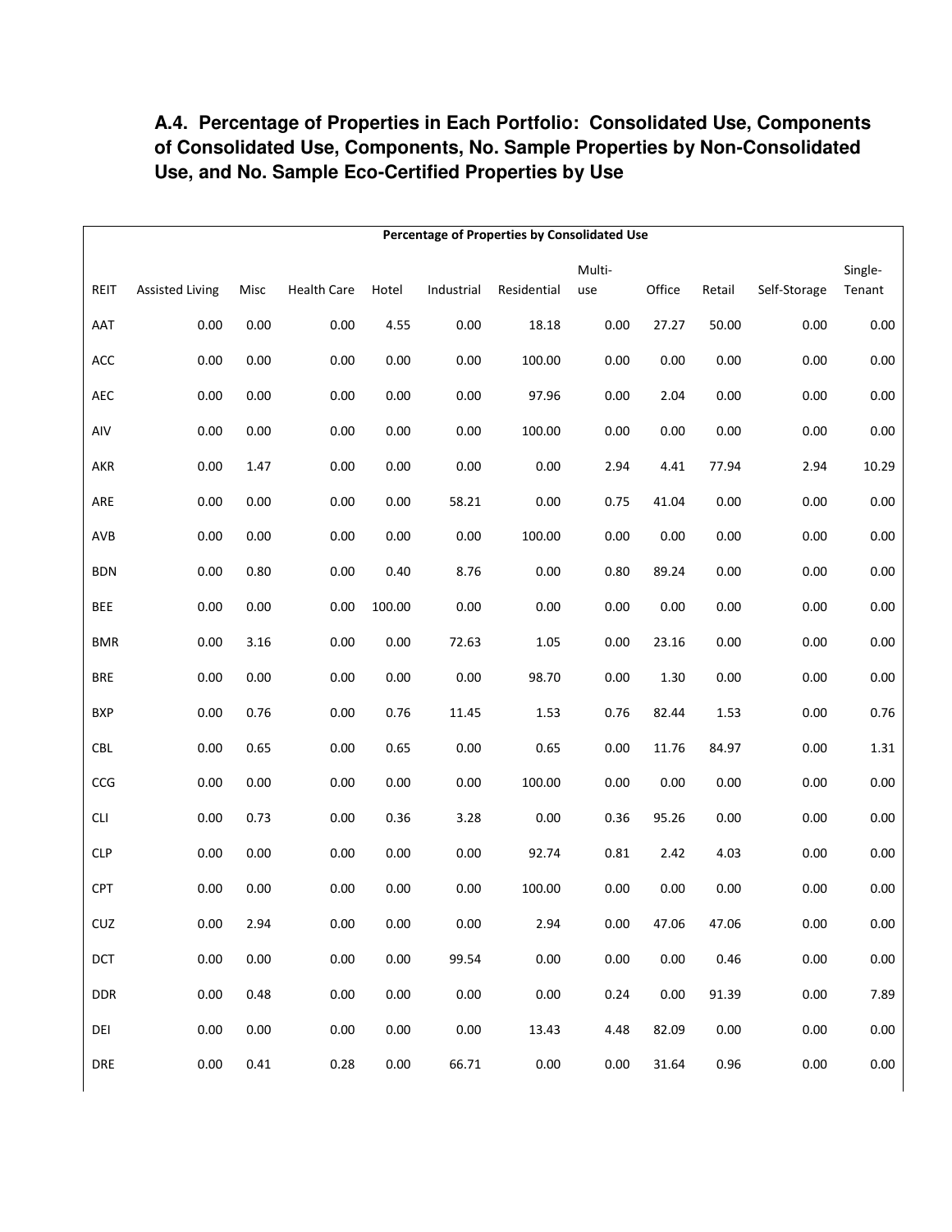### A.4. Percentage of Properties in Each Portfolio: Consolidated Use, Components of Consolidated Use, Components, No. Sample Properties by Non-Consolidated Use, and No. Sample Eco-Certified Properties by Use

| Percentage of Properties by Consolidated Use | | | | | | | | | | | |
|---|---|---|---|---|---|---|---|---|---|---|---|
| REIT | Assisted Living | Misc | Health Care | Hotel | Industrial | Residential | Multi-use | Office | Retail | Self-Storage | Single-Tenant |
| AAT | 0.00 | 0.00 | 0.00 | 4.55 | 0.00 | 18.18 | 0.00 | 27.27 | 50.00 | 0.00 | 0.00 |
| ACC | 0.00 | 0.00 | 0.00 | 0.00 | 0.00 | 100.00 | 0.00 | 0.00 | 0.00 | 0.00 | 0.00 |
| AEC | 0.00 | 0.00 | 0.00 | 0.00 | 0.00 | 97.96 | 0.00 | 2.04 | 0.00 | 0.00 | 0.00 |
| AIV | 0.00 | 0.00 | 0.00 | 0.00 | 0.00 | 100.00 | 0.00 | 0.00 | 0.00 | 0.00 | 0.00 |
| AKR | 0.00 | 1.47 | 0.00 | 0.00 | 0.00 | 0.00 | 2.94 | 4.41 | 77.94 | 2.94 | 10.29 |
| ARE | 0.00 | 0.00 | 0.00 | 0.00 | 58.21 | 0.00 | 0.75 | 41.04 | 0.00 | 0.00 | 0.00 |
| AVB | 0.00 | 0.00 | 0.00 | 0.00 | 0.00 | 100.00 | 0.00 | 0.00 | 0.00 | 0.00 | 0.00 |
| BDN | 0.00 | 0.80 | 0.00 | 0.40 | 8.76 | 0.00 | 0.80 | 89.24 | 0.00 | 0.00 | 0.00 |
| BEE | 0.00 | 0.00 | 0.00 | 100.00 | 0.00 | 0.00 | 0.00 | 0.00 | 0.00 | 0.00 | 0.00 |
| BMR | 0.00 | 3.16 | 0.00 | 0.00 | 72.63 | 1.05 | 0.00 | 23.16 | 0.00 | 0.00 | 0.00 |
| BRE | 0.00 | 0.00 | 0.00 | 0.00 | 0.00 | 98.70 | 0.00 | 1.30 | 0.00 | 0.00 | 0.00 |
| BXP | 0.00 | 0.76 | 0.00 | 0.76 | 11.45 | 1.53 | 0.76 | 82.44 | 1.53 | 0.00 | 0.76 |
| CBL | 0.00 | 0.65 | 0.00 | 0.65 | 0.00 | 0.65 | 0.00 | 11.76 | 84.97 | 0.00 | 1.31 |
| CCG | 0.00 | 0.00 | 0.00 | 0.00 | 0.00 | 100.00 | 0.00 | 0.00 | 0.00 | 0.00 | 0.00 |
| CLI | 0.00 | 0.73 | 0.00 | 0.36 | 3.28 | 0.00 | 0.36 | 95.26 | 0.00 | 0.00 | 0.00 |
| CLP | 0.00 | 0.00 | 0.00 | 0.00 | 0.00 | 92.74 | 0.81 | 2.42 | 4.03 | 0.00 | 0.00 |
| CPT | 0.00 | 0.00 | 0.00 | 0.00 | 0.00 | 100.00 | 0.00 | 0.00 | 0.00 | 0.00 | 0.00 |
| CUZ | 0.00 | 2.94 | 0.00 | 0.00 | 0.00 | 2.94 | 0.00 | 47.06 | 47.06 | 0.00 | 0.00 |
| DCT | 0.00 | 0.00 | 0.00 | 0.00 | 99.54 | 0.00 | 0.00 | 0.00 | 0.46 | 0.00 | 0.00 |
| DDR | 0.00 | 0.48 | 0.00 | 0.00 | 0.00 | 0.00 | 0.24 | 0.00 | 91.39 | 0.00 | 7.89 |
| DEI | 0.00 | 0.00 | 0.00 | 0.00 | 0.00 | 13.43 | 4.48 | 82.09 | 0.00 | 0.00 | 0.00 |
| DRE | 0.00 | 0.41 | 0.28 | 0.00 | 66.71 | 0.00 | 0.00 | 31.64 | 0.96 | 0.00 | 0.00 |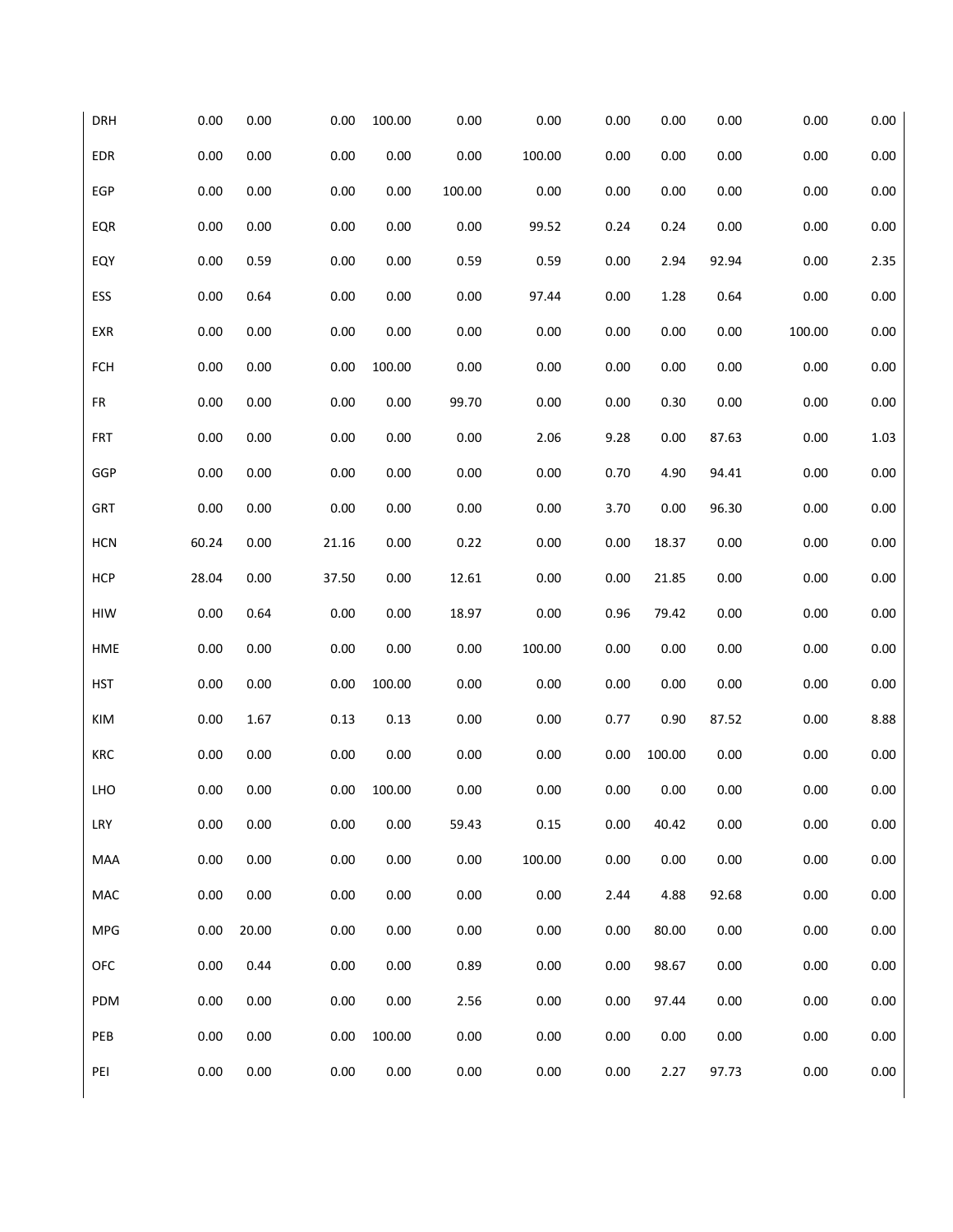| | | | | | | | | | | | |
|---|---|---|---|---|---|---|---|---|---|---|---|
| DRH | 0.00 | 0.00 | 0.00 | 100.00 | 0.00 | 0.00 | 0.00 | 0.00 | 0.00 | 0.00 | 0.00 |
| EDR | 0.00 | 0.00 | 0.00 | 0.00 | 0.00 | 100.00 | 0.00 | 0.00 | 0.00 | 0.00 | 0.00 |
| EGP | 0.00 | 0.00 | 0.00 | 0.00 | 100.00 | 0.00 | 0.00 | 0.00 | 0.00 | 0.00 | 0.00 |
| EQR | 0.00 | 0.00 | 0.00 | 0.00 | 0.00 | 99.52 | 0.24 | 0.24 | 0.00 | 0.00 | 0.00 |
| EQY | 0.00 | 0.59 | 0.00 | 0.00 | 0.59 | 0.59 | 0.00 | 2.94 | 92.94 | 0.00 | 2.35 |
| ESS | 0.00 | 0.64 | 0.00 | 0.00 | 0.00 | 97.44 | 0.00 | 1.28 | 0.64 | 0.00 | 0.00 |
| EXR | 0.00 | 0.00 | 0.00 | 0.00 | 0.00 | 0.00 | 0.00 | 0.00 | 0.00 | 100.00 | 0.00 |
| FCH | 0.00 | 0.00 | 0.00 | 100.00 | 0.00 | 0.00 | 0.00 | 0.00 | 0.00 | 0.00 | 0.00 |
| FR | 0.00 | 0.00 | 0.00 | 0.00 | 99.70 | 0.00 | 0.00 | 0.30 | 0.00 | 0.00 | 0.00 |
| FRT | 0.00 | 0.00 | 0.00 | 0.00 | 0.00 | 2.06 | 9.28 | 0.00 | 87.63 | 0.00 | 1.03 |
| GGP | 0.00 | 0.00 | 0.00 | 0.00 | 0.00 | 0.00 | 0.70 | 4.90 | 94.41 | 0.00 | 0.00 |
| GRT | 0.00 | 0.00 | 0.00 | 0.00 | 0.00 | 0.00 | 3.70 | 0.00 | 96.30 | 0.00 | 0.00 |
| HCN | 60.24 | 0.00 | 21.16 | 0.00 | 0.22 | 0.00 | 0.00 | 18.37 | 0.00 | 0.00 | 0.00 |
| HCP | 28.04 | 0.00 | 37.50 | 0.00 | 12.61 | 0.00 | 0.00 | 21.85 | 0.00 | 0.00 | 0.00 |
| HIW | 0.00 | 0.64 | 0.00 | 0.00 | 18.97 | 0.00 | 0.96 | 79.42 | 0.00 | 0.00 | 0.00 |
| HME | 0.00 | 0.00 | 0.00 | 0.00 | 0.00 | 100.00 | 0.00 | 0.00 | 0.00 | 0.00 | 0.00 |
| HST | 0.00 | 0.00 | 0.00 | 100.00 | 0.00 | 0.00 | 0.00 | 0.00 | 0.00 | 0.00 | 0.00 |
| KIM | 0.00 | 1.67 | 0.13 | 0.13 | 0.00 | 0.00 | 0.77 | 0.90 | 87.52 | 0.00 | 8.88 |
| KRC | 0.00 | 0.00 | 0.00 | 0.00 | 0.00 | 0.00 | 0.00 | 100.00 | 0.00 | 0.00 | 0.00 |
| LHO | 0.00 | 0.00 | 0.00 | 100.00 | 0.00 | 0.00 | 0.00 | 0.00 | 0.00 | 0.00 | 0.00 |
| LRY | 0.00 | 0.00 | 0.00 | 0.00 | 59.43 | 0.15 | 0.00 | 40.42 | 0.00 | 0.00 | 0.00 |
| MAA | 0.00 | 0.00 | 0.00 | 0.00 | 0.00 | 100.00 | 0.00 | 0.00 | 0.00 | 0.00 | 0.00 |
| MAC | 0.00 | 0.00 | 0.00 | 0.00 | 0.00 | 0.00 | 2.44 | 4.88 | 92.68 | 0.00 | 0.00 |
| MPG | 0.00 | 20.00 | 0.00 | 0.00 | 0.00 | 0.00 | 0.00 | 80.00 | 0.00 | 0.00 | 0.00 |
| OFC | 0.00 | 0.44 | 0.00 | 0.00 | 0.89 | 0.00 | 0.00 | 98.67 | 0.00 | 0.00 | 0.00 |
| PDM | 0.00 | 0.00 | 0.00 | 0.00 | 2.56 | 0.00 | 0.00 | 97.44 | 0.00 | 0.00 | 0.00 |
| PEB | 0.00 | 0.00 | 0.00 | 100.00 | 0.00 | 0.00 | 0.00 | 0.00 | 0.00 | 0.00 | 0.00 |
| PEI | 0.00 | 0.00 | 0.00 | 0.00 | 0.00 | 0.00 | 0.00 | 2.27 | 97.73 | 0.00 | 0.00 |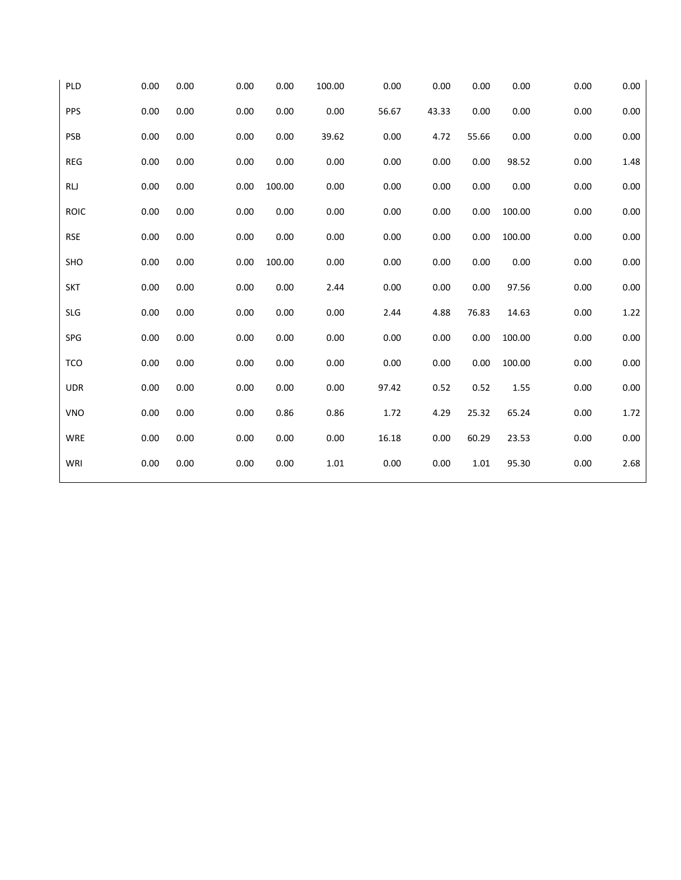| | | | | | | | | | | | |
|---|---|---|---|---|---|---|---|---|---|---|---|
| PLD | 0.00 | 0.00 | 0.00 | 0.00 | 100.00 | 0.00 | 0.00 | 0.00 | 0.00 | 0.00 | 0.00 |
| PPS | 0.00 | 0.00 | 0.00 | 0.00 | 0.00 | 56.67 | 43.33 | 0.00 | 0.00 | 0.00 | 0.00 |
| PSB | 0.00 | 0.00 | 0.00 | 0.00 | 39.62 | 0.00 | 4.72 | 55.66 | 0.00 | 0.00 | 0.00 |
| REG | 0.00 | 0.00 | 0.00 | 0.00 | 0.00 | 0.00 | 0.00 | 0.00 | 98.52 | 0.00 | 1.48 |
| RLJ | 0.00 | 0.00 | 0.00 | 100.00 | 0.00 | 0.00 | 0.00 | 0.00 | 0.00 | 0.00 | 0.00 |
| ROIC | 0.00 | 0.00 | 0.00 | 0.00 | 0.00 | 0.00 | 0.00 | 0.00 | 100.00 | 0.00 | 0.00 |
| RSE | 0.00 | 0.00 | 0.00 | 0.00 | 0.00 | 0.00 | 0.00 | 0.00 | 100.00 | 0.00 | 0.00 |
| SHO | 0.00 | 0.00 | 0.00 | 100.00 | 0.00 | 0.00 | 0.00 | 0.00 | 0.00 | 0.00 | 0.00 |
| SKT | 0.00 | 0.00 | 0.00 | 0.00 | 2.44 | 0.00 | 0.00 | 0.00 | 97.56 | 0.00 | 0.00 |
| SLG | 0.00 | 0.00 | 0.00 | 0.00 | 0.00 | 2.44 | 4.88 | 76.83 | 14.63 | 0.00 | 1.22 |
| SPG | 0.00 | 0.00 | 0.00 | 0.00 | 0.00 | 0.00 | 0.00 | 0.00 | 100.00 | 0.00 | 0.00 |
| TCO | 0.00 | 0.00 | 0.00 | 0.00 | 0.00 | 0.00 | 0.00 | 0.00 | 100.00 | 0.00 | 0.00 |
| UDR | 0.00 | 0.00 | 0.00 | 0.00 | 0.00 | 97.42 | 0.52 | 0.52 | 1.55 | 0.00 | 0.00 |
| VNO | 0.00 | 0.00 | 0.00 | 0.86 | 0.86 | 1.72 | 4.29 | 25.32 | 65.24 | 0.00 | 1.72 |
| WRE | 0.00 | 0.00 | 0.00 | 0.00 | 0.00 | 16.18 | 0.00 | 60.29 | 23.53 | 0.00 | 0.00 |
| WRI | 0.00 | 0.00 | 0.00 | 0.00 | 1.01 | 0.00 | 0.00 | 1.01 | 95.30 | 0.00 | 2.68 |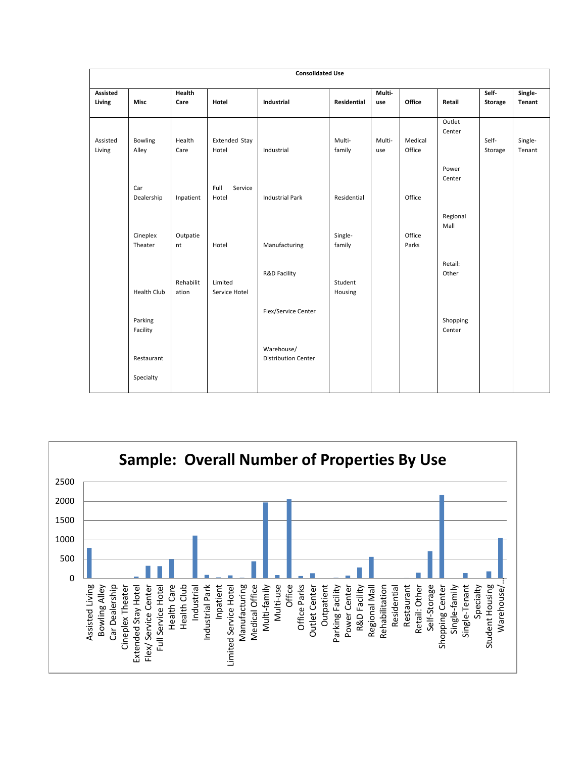| Consolidated Use | | | | | | | | | | |
|---|---|---|---|---|---|---|---|---|---|---|
| **Assisted Living** | **Misc** | **Health Care** | **Hotel** | **Industrial** | **Residential** | **Multi-use** | **Office** | **Retail** | **Self-Storage** | **Single-Tenant** |
| Assisted Living | Bowling Alley | Health Care | Extended Stay Hotel | Industrial | Multi-family | Multi-use | Medical Office | Outlet Center | Self-Storage | Single-Tenant |
| | Car Dealership | Inpatient | Full Service Hotel | Industrial Park | Residential | | Office | Power Center | | |
| | Cineplex Theater | Outpatient | Hotel | Manufacturing | Single-family | | Office Parks | Regional Mall | | |
| | Health Club | Rehabilitation | Limited Service Hotel | R&D Facility | Student Housing | | | Retail: Other | | |
| | Parking Facility | | | Flex/Service Center | | | | Shopping Center | | |
| | Restaurant | | | Warehouse/ Distribution Center | | | | | | |
| | Specialty | | | | | | | | | |

**Sample: Overall Number of Properties By Use**

2500
2000
1500
1000
500
0

Assisted Living, Bowling Alley, Car Dealership, Cineplex Theater, Extended Stay Hotel, Flex/ Service Center, Full Service Hotel, Health Care, Health Club, Industrial, Industrial Park, Inpatient, Limited Service Hotel, Manufacturing, Medical Office, Multi-family, Multi-use, Office, Office Parks, Outlet Center, Outpatient, Parking Facility, Power Center, R&D Facility, Regional Mall, Rehabilitation, Residential, Restaurant, Retail: Other, Self-Storage, Shopping Center, Single-family, Single-Tenant, Specialty, Student Housing, Warehouse/...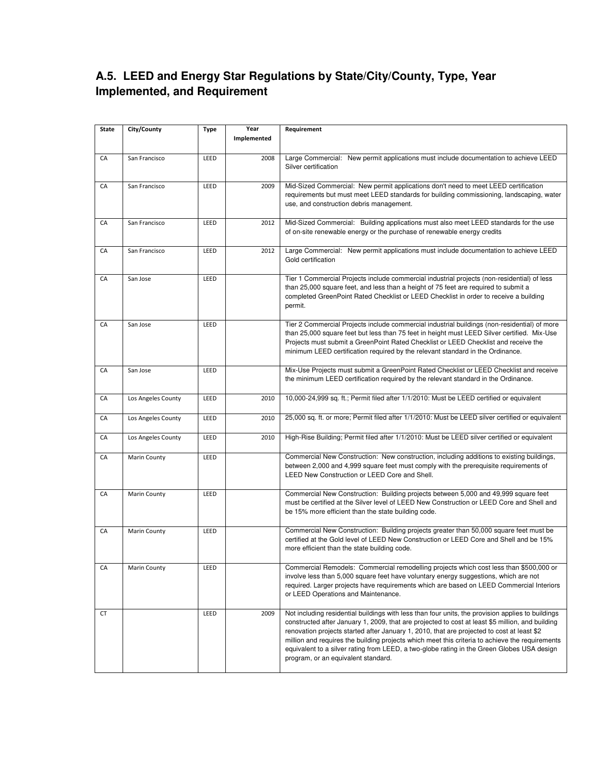## A.5. LEED and Energy Star Regulations by State/City/County, Type, Year Implemented, and Requirement

| State | City/County | Type | Year Implemented | Requirement |
|---|---|---|---|---|
| CA | San Francisco | LEED | 2008 | Large Commercial: New permit applications must include documentation to achieve LEED Silver certification |
| CA | San Francisco | LEED | 2009 | Mid-Sized Commercial: New permit applications don't need to meet LEED certification requirements but must meet LEED standards for building commissioning, landscaping, water use, and construction debris management. |
| CA | San Francisco | LEED | 2012 | Mid-Sized Commercial: Building applications must also meet LEED standards for the use of on-site renewable energy or the purchase of renewable energy credits |
| CA | San Francisco | LEED | 2012 | Large Commercial: New permit applications must include documentation to achieve LEED Gold certification |
| CA | San Jose | LEED | | Tier 1 Commercial Projects include commercial industrial projects (non-residential) of less than 25,000 square feet, and less than a height of 75 feet are required to submit a completed GreenPoint Rated Checklist or LEED Checklist in order to receive a building permit. |
| CA | San Jose | LEED | | Tier 2 Commercial Projects include commercial industrial buildings (non-residential) of more than 25,000 square feet but less than 75 feet in height must LEED Silver certified. Mix-Use Projects must submit a GreenPoint Rated Checklist or LEED Checklist and receive the minimum LEED certification required by the relevant standard in the Ordinance. |
| CA | San Jose | LEED | | Mix-Use Projects must submit a GreenPoint Rated Checklist or LEED Checklist and receive the minimum LEED certification required by the relevant standard in the Ordinance. |
| CA | Los Angeles County | LEED | 2010 | 10,000-24,999 sq. ft.; Permit filed after 1/1/2010: Must be LEED certified or equivalent |
| CA | Los Angeles County | LEED | 2010 | 25,000 sq. ft. or more; Permit filed after 1/1/2010: Must be LEED silver certified or equivalent |
| CA | Los Angeles County | LEED | 2010 | High-Rise Building; Permit filed after 1/1/2010: Must be LEED silver certified or equivalent |
| CA | Marin County | LEED | | Commercial New Construction: New construction, including additions to existing buildings, between 2,000 and 4,999 square feet must comply with the prerequisite requirements of LEED New Construction or LEED Core and Shell. |
| CA | Marin County | LEED | | Commercial New Construction: Building projects between 5,000 and 49,999 square feet must be certified at the Silver level of LEED New Construction or LEED Core and Shell and be 15% more efficient than the state building code. |
| CA | Marin County | LEED | | Commercial New Construction: Building projects greater than 50,000 square feet must be certified at the Gold level of LEED New Construction or LEED Core and Shell and be 15% more efficient than the state building code. |
| CA | Marin County | LEED | | Commercial Remodels: Commercial remodelling projects which cost less than $500,000 or involve less than 5,000 square feet have voluntary energy suggestions, which are not required. Larger projects have requirements which are based on LEED Commercial Interiors or LEED Operations and Maintenance. |
| CT | | LEED | 2009 | Not including residential buildings with less than four units, the provision applies to buildings constructed after January 1, 2009, that are projected to cost at least $5 million, and building renovation projects started after January 1, 2010, that are projected to cost at least $2 million and requires the building projects which meet this criteria to achieve the requirements equivalent to a silver rating from LEED, a two-globe rating in the Green Globes USA design program, or an equivalent standard. |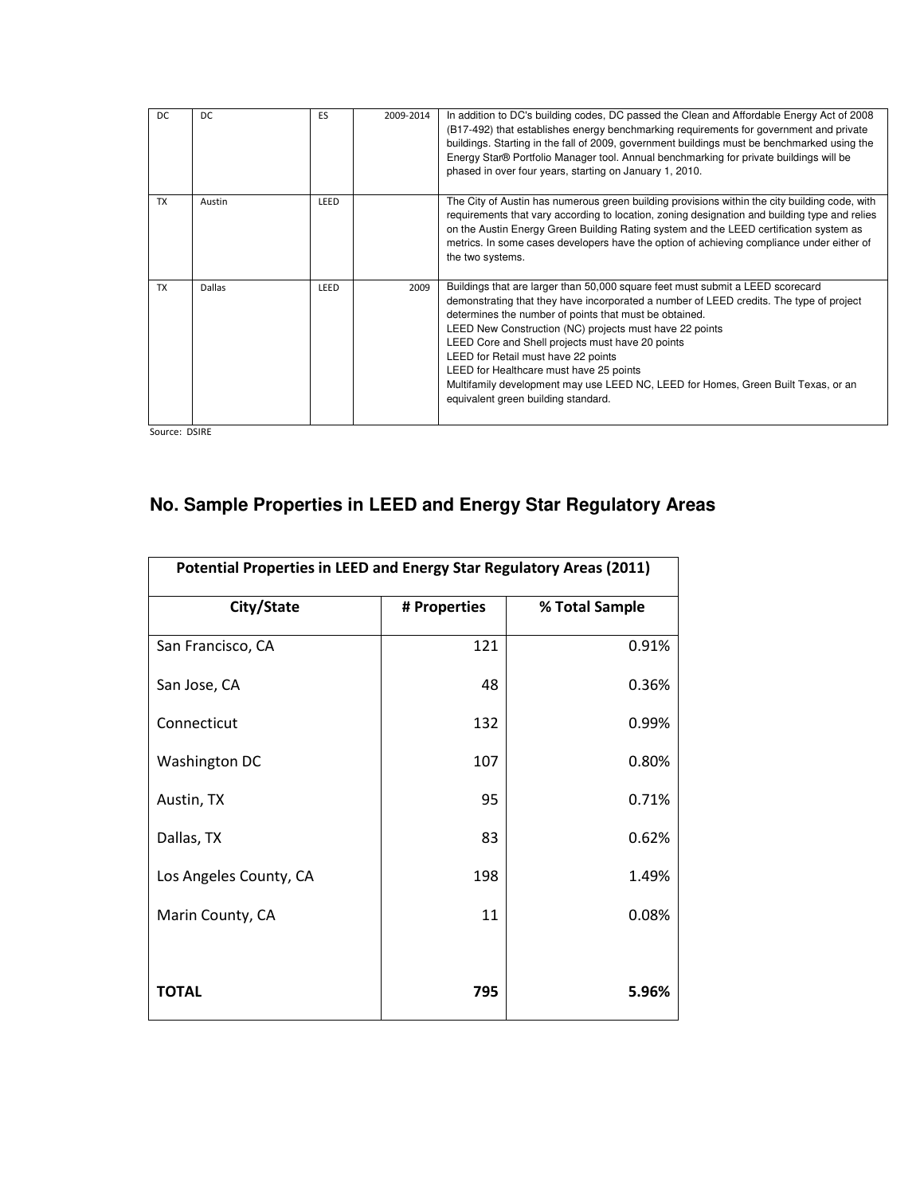| | | | | |
|---|---|---|---|---|
| DC | DC | ES | 2009-2014 | In addition to DC's building codes, DC passed the Clean and Affordable Energy Act of 2008 (B17-492) that establishes energy benchmarking requirements for government and private buildings. Starting in the fall of 2009, government buildings must be benchmarked using the Energy Star® Portfolio Manager tool. Annual benchmarking for private buildings will be phased in over four years, starting on January 1, 2010. |
| TX | Austin | LEED | | The City of Austin has numerous green building provisions within the city building code, with requirements that vary according to location, zoning designation and building type and relies on the Austin Energy Green Building Rating system and the LEED certification system as metrics. In some cases developers have the option of achieving compliance under either of the two systems. |
| TX | Dallas | LEED | 2009 | Buildings that are larger than 50,000 square feet must submit a LEED scorecard demonstrating that they have incorporated a number of LEED credits. The type of project determines the number of points that must be obtained.<br>LEED New Construction (NC) projects must have 22 points<br>LEED Core and Shell projects must have 20 points<br>LEED for Retail must have 22 points<br>LEED for Healthcare must have 25 points<br>Multifamily development may use LEED NC, LEED for Homes, Green Built Texas, or an equivalent green building standard. |

Source: DSIRE

## No. Sample Properties in LEED and Energy Star Regulatory Areas

| Potential Properties in LEED and Energy Star Regulatory Areas (2011) | | |
|---|---|---|
| **City/State** | **# Properties** | **% Total Sample** |
| San Francisco, CA | 121 | 0.91% |
| San Jose, CA | 48 | 0.36% |
| Connecticut | 132 | 0.99% |
| Washington DC | 107 | 0.80% |
| Austin, TX | 95 | 0.71% |
| Dallas, TX | 83 | 0.62% |
| Los Angeles County, CA | 198 | 1.49% |
| Marin County, CA | 11 | 0.08% |
| | | |
| **TOTAL** | **795** | **5.96%** |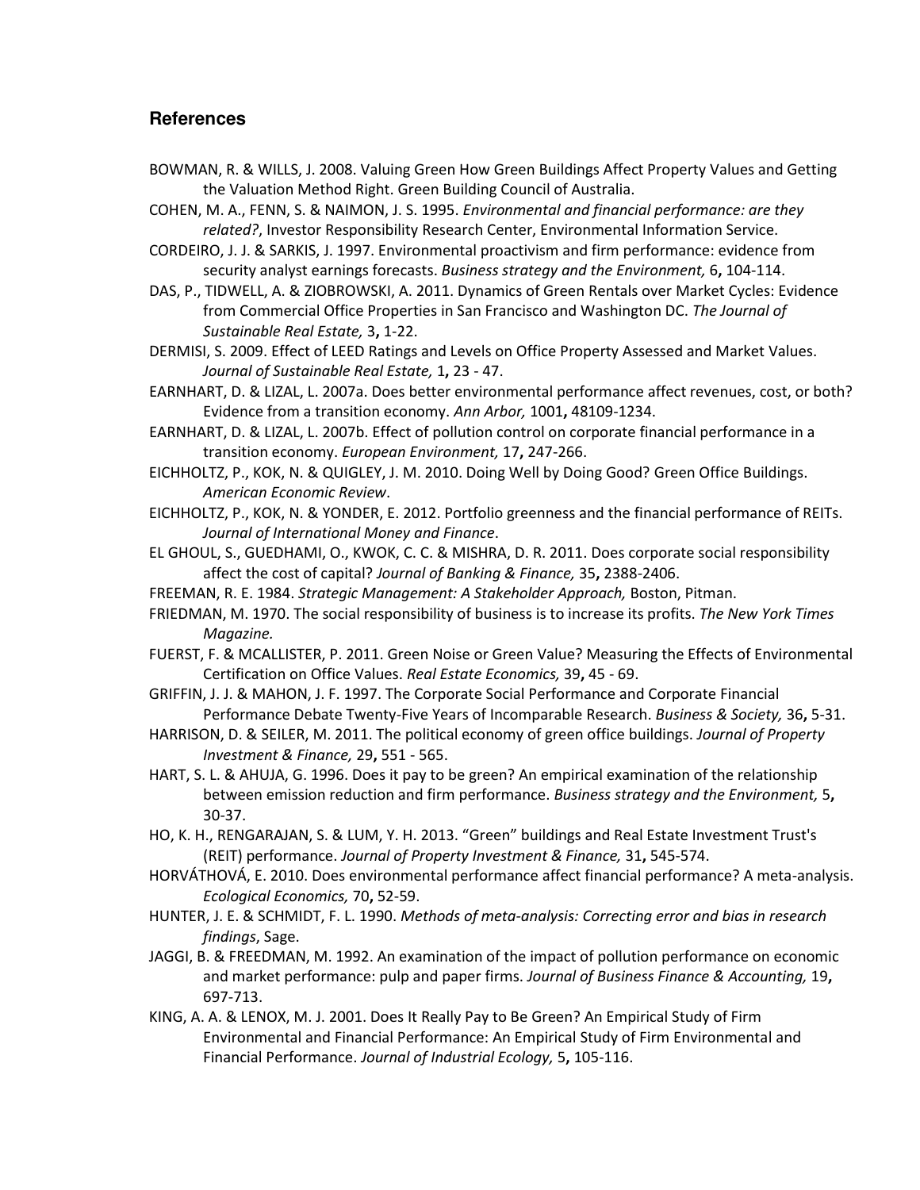## References

BOWMAN, R. & WILLS, J. 2008. Valuing Green How Green Buildings Affect Property Values and Getting the Valuation Method Right. Green Building Council of Australia.

COHEN, M. A., FENN, S. & NAIMON, J. S. 1995. *Environmental and financial performance: are they related?*, Investor Responsibility Research Center, Environmental Information Service.

CORDEIRO, J. J. & SARKIS, J. 1997. Environmental proactivism and firm performance: evidence from security analyst earnings forecasts. *Business strategy and the Environment,* 6**,** 104-114.

DAS, P., TIDWELL, A. & ZIOBROWSKI, A. 2011. Dynamics of Green Rentals over Market Cycles: Evidence from Commercial Office Properties in San Francisco and Washington DC. *The Journal of Sustainable Real Estate,* 3**,** 1-22.

DERMISI, S. 2009. Effect of LEED Ratings and Levels on Office Property Assessed and Market Values. *Journal of Sustainable Real Estate,* 1**,** 23 - 47.

EARNHART, D. & LIZAL, L. 2007a. Does better environmental performance affect revenues, cost, or both? Evidence from a transition economy. *Ann Arbor,* 1001**,** 48109-1234.

EARNHART, D. & LIZAL, L. 2007b. Effect of pollution control on corporate financial performance in a transition economy. *European Environment,* 17**,** 247-266.

EICHHOLTZ, P., KOK, N. & QUIGLEY, J. M. 2010. Doing Well by Doing Good? Green Office Buildings. *American Economic Review*.

EICHHOLTZ, P., KOK, N. & YONDER, E. 2012. Portfolio greenness and the financial performance of REITs. *Journal of International Money and Finance*.

EL GHOUL, S., GUEDHAMI, O., KWOK, C. C. & MISHRA, D. R. 2011. Does corporate social responsibility affect the cost of capital? *Journal of Banking & Finance,* 35**,** 2388-2406.

FREEMAN, R. E. 1984. *Strategic Management: A Stakeholder Approach,* Boston, Pitman.

FRIEDMAN, M. 1970. The social responsibility of business is to increase its profits. *The New York Times Magazine.*

FUERST, F. & MCALLISTER, P. 2011. Green Noise or Green Value? Measuring the Effects of Environmental Certification on Office Values. *Real Estate Economics,* 39**,** 45 - 69.

GRIFFIN, J. J. & MAHON, J. F. 1997. The Corporate Social Performance and Corporate Financial Performance Debate Twenty-Five Years of Incomparable Research. *Business & Society,* 36**,** 5-31.

HARRISON, D. & SEILER, M. 2011. The political economy of green office buildings. *Journal of Property Investment & Finance,* 29**,** 551 - 565.

HART, S. L. & AHUJA, G. 1996. Does it pay to be green? An empirical examination of the relationship between emission reduction and firm performance. *Business strategy and the Environment,* 5**,** 30-37.

HO, K. H., RENGARAJAN, S. & LUM, Y. H. 2013. "Green" buildings and Real Estate Investment Trust's (REIT) performance. *Journal of Property Investment & Finance,* 31**,** 545-574.

HORVÁTHOVÁ, E. 2010. Does environmental performance affect financial performance? A meta-analysis. *Ecological Economics,* 70**,** 52-59.

HUNTER, J. E. & SCHMIDT, F. L. 1990. *Methods of meta-analysis: Correcting error and bias in research findings*, Sage.

JAGGI, B. & FREEDMAN, M. 1992. An examination of the impact of pollution performance on economic and market performance: pulp and paper firms. *Journal of Business Finance & Accounting,* 19**,** 697-713.

KING, A. A. & LENOX, M. J. 2001. Does It Really Pay to Be Green? An Empirical Study of Firm Environmental and Financial Performance: An Empirical Study of Firm Environmental and Financial Performance. *Journal of Industrial Ecology,* 5**,** 105-116.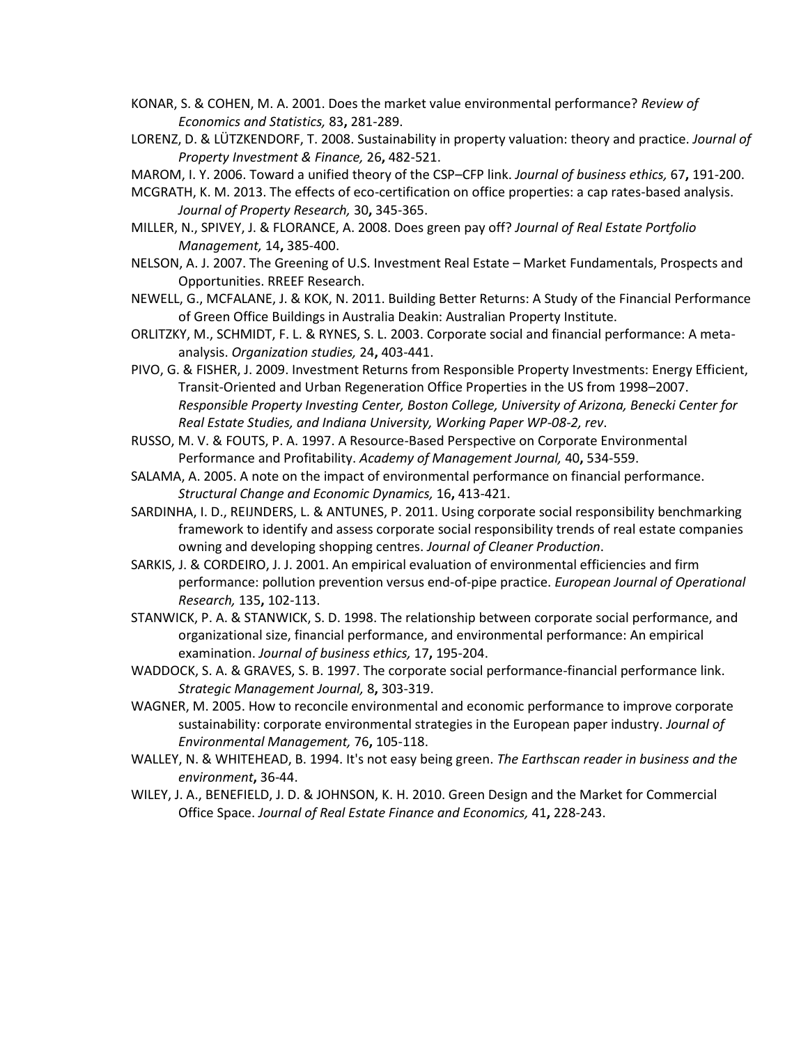KONAR, S. & COHEN, M. A. 2001. Does the market value environmental performance? *Review of Economics and Statistics,* 83**,** 281-289.

LORENZ, D. & LÜTZKENDORF, T. 2008. Sustainability in property valuation: theory and practice. *Journal of Property Investment & Finance,* 26**,** 482-521.

MAROM, I. Y. 2006. Toward a unified theory of the CSP–CFP link. *Journal of business ethics,* 67**,** 191-200.

MCGRATH, K. M. 2013. The effects of eco-certification on office properties: a cap rates-based analysis. *Journal of Property Research,* 30**,** 345-365.

MILLER, N., SPIVEY, J. & FLORANCE, A. 2008. Does green pay off? *Journal of Real Estate Portfolio Management,* 14**,** 385-400.

NELSON, A. J. 2007. The Greening of U.S. Investment Real Estate – Market Fundamentals, Prospects and Opportunities. RREEF Research.

NEWELL, G., MCFALANE, J. & KOK, N. 2011. Building Better Returns: A Study of the Financial Performance of Green Office Buildings in Australia Deakin: Australian Property Institute.

ORLITZKY, M., SCHMIDT, F. L. & RYNES, S. L. 2003. Corporate social and financial performance: A meta-analysis. *Organization studies,* 24**,** 403-441.

PIVO, G. & FISHER, J. 2009. Investment Returns from Responsible Property Investments: Energy Efficient, Transit-Oriented and Urban Regeneration Office Properties in the US from 1998–2007. *Responsible Property Investing Center, Boston College, University of Arizona, Benecki Center for Real Estate Studies, and Indiana University, Working Paper WP-08-2, rev*.

RUSSO, M. V. & FOUTS, P. A. 1997. A Resource-Based Perspective on Corporate Environmental Performance and Profitability. *Academy of Management Journal,* 40**,** 534-559.

SALAMA, A. 2005. A note on the impact of environmental performance on financial performance. *Structural Change and Economic Dynamics,* 16**,** 413-421.

SARDINHA, I. D., REIJNDERS, L. & ANTUNES, P. 2011. Using corporate social responsibility benchmarking framework to identify and assess corporate social responsibility trends of real estate companies owning and developing shopping centres. *Journal of Cleaner Production*.

SARKIS, J. & CORDEIRO, J. J. 2001. An empirical evaluation of environmental efficiencies and firm performance: pollution prevention versus end-of-pipe practice. *European Journal of Operational Research,* 135**,** 102-113.

STANWICK, P. A. & STANWICK, S. D. 1998. The relationship between corporate social performance, and organizational size, financial performance, and environmental performance: An empirical examination. *Journal of business ethics,* 17**,** 195-204.

WADDOCK, S. A. & GRAVES, S. B. 1997. The corporate social performance-financial performance link. *Strategic Management Journal,* 8**,** 303-319.

WAGNER, M. 2005. How to reconcile environmental and economic performance to improve corporate sustainability: corporate environmental strategies in the European paper industry. *Journal of Environmental Management,* 76**,** 105-118.

WALLEY, N. & WHITEHEAD, B. 1994. It's not easy being green. *The Earthscan reader in business and the environment***,** 36-44.

WILEY, J. A., BENEFIELD, J. D. & JOHNSON, K. H. 2010. Green Design and the Market for Commercial Office Space. *Journal of Real Estate Finance and Economics,* 41**,** 228-243.